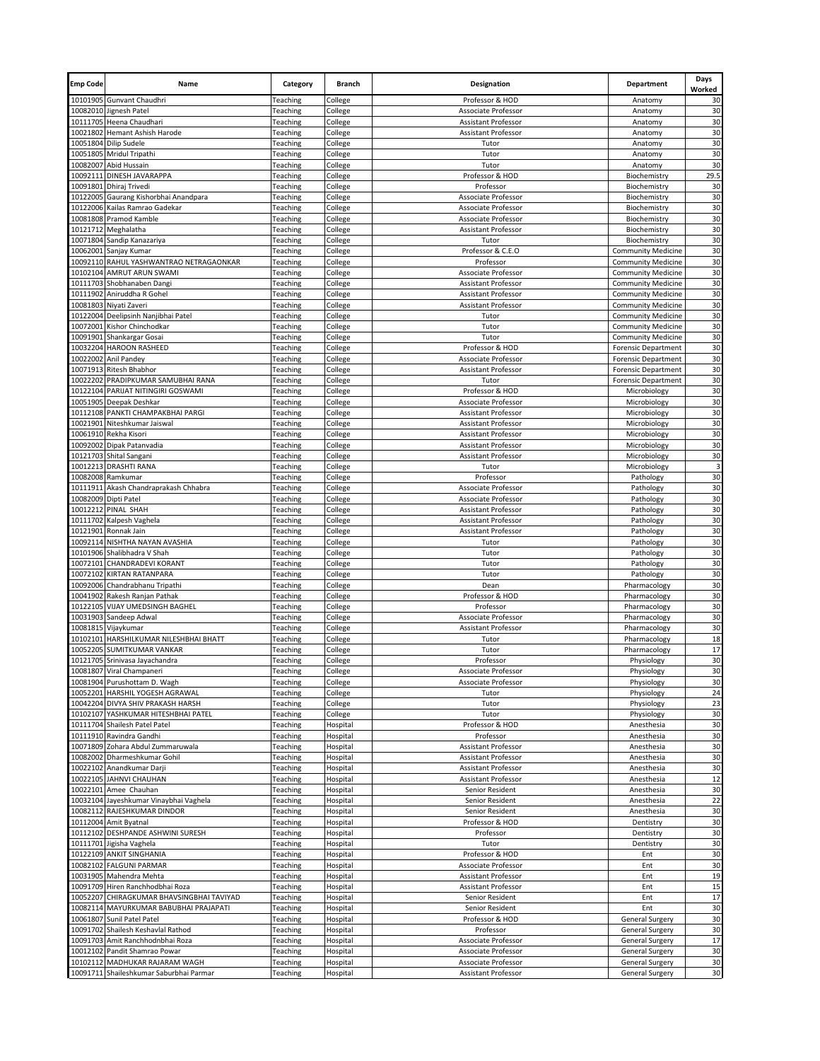| Emp Code | Name | Category | Branch | Designation | Department | Days Worked |
|---|---|---|---|---|---|---|
| 10101905 | Gunvant Chaudhri | Teaching | College | Professor & HOD | Anatomy | 30 |
| 10082010 | Jignesh Patel | Teaching | College | Associate Professor | Anatomy | 30 |
| 10111705 | Heena Chaudhari | Teaching | College | Assistant Professor | Anatomy | 30 |
| 10021802 | Hemant Ashish Harode | Teaching | College | Assistant Professor | Anatomy | 30 |
| 10051804 | Dilip Sudele | Teaching | College | Tutor | Anatomy | 30 |
| 10051805 | Mridul Tripathi | Teaching | College | Tutor | Anatomy | 30 |
| 10082007 | Abid Hussain | Teaching | College | Tutor | Anatomy | 30 |
| 10092111 | DINESH JAVARAPPA | Teaching | College | Professor & HOD | Biochemistry | 29.5 |
| 10091801 | Dhiraj Trivedi | Teaching | College | Professor | Biochemistry | 30 |
| 10122005 | Gaurang Kishorbhai Anandpara | Teaching | College | Associate Professor | Biochemistry | 30 |
| 10122006 | Kailas Ramrao Gadekar | Teaching | College | Associate Professor | Biochemistry | 30 |
| 10081808 | Pramod Kamble | Teaching | College | Associate Professor | Biochemistry | 30 |
| 10121712 | Meghalatha | Teaching | College | Assistant Professor | Biochemistry | 30 |
| 10071804 | Sandip Kanazariya | Teaching | College | Tutor | Biochemistry | 30 |
| 10062001 | Sanjay Kumar | Teaching | College | Professor & C.E.O | Community Medicine | 30 |
| 10092110 | RAHUL YASHWANTRAO NETRAGAONKAR | Teaching | College | Professor | Community Medicine | 30 |
| 10102104 | AMRUT ARUN SWAMI | Teaching | College | Associate Professor | Community Medicine | 30 |
| 10111703 | Shobhanaben Dangi | Teaching | College | Assistant Professor | Community Medicine | 30 |
| 10111902 | Aniruddha R Gohel | Teaching | College | Assistant Professor | Community Medicine | 30 |
| 10081803 | Niyati Zaveri | Teaching | College | Assistant Professor | Community Medicine | 30 |
| 10122004 | Deelipsinh Nanjibhai Patel | Teaching | College | Tutor | Community Medicine | 30 |
| 10072001 | Kishor Chinchodkar | Teaching | College | Tutor | Community Medicine | 30 |
| 10091901 | Shankargar Gosai | Teaching | College | Tutor | Community Medicine | 30 |
| 10032204 | HAROON RASHEED | Teaching | College | Professor & HOD | Forensic Department | 30 |
| 10022002 | Anil Pandey | Teaching | College | Associate Professor | Forensic Department | 30 |
| 10071913 | Ritesh Bhabhor | Teaching | College | Assistant Professor | Forensic Department | 30 |
| 10022202 | PRADIPKUMAR SAMUBHAI RANA | Teaching | College | Tutor | Forensic Department | 30 |
| 10122104 | PARIJAT NITINGIRI GOSWAMI | Teaching | College | Professor & HOD | Microbiology | 30 |
| 10051905 | Deepak Deshkar | Teaching | College | Associate Professor | Microbiology | 30 |
| 10112108 | PANKTI CHAMPAKBHAI PARGI | Teaching | College | Assistant Professor | Microbiology | 30 |
| 10021901 | Niteshkumar Jaiswal | Teaching | College | Assistant Professor | Microbiology | 30 |
| 10061910 | Rekha Kisori | Teaching | College | Assistant Professor | Microbiology | 30 |
| 10092002 | Dipak Patanvadia | Teaching | College | Assistant Professor | Microbiology | 30 |
| 10121703 | Shital Sangani | Teaching | College | Assistant Professor | Microbiology | 30 |
| 10012213 | DRASHTI RANA | Teaching | College | Tutor | Microbiology | 3 |
| 10082008 | Ramkumar | Teaching | College | Professor | Pathology | 30 |
| 10111911 | Akash Chandraprakash Chhabra | Teaching | College | Associate Professor | Pathology | 30 |
| 10082009 | Dipti Patel | Teaching | College | Associate Professor | Pathology | 30 |
| 10012212 | PINAL SHAH | Teaching | College | Assistant Professor | Pathology | 30 |
| 10111702 | Kalpesh Vaghela | Teaching | College | Assistant Professor | Pathology | 30 |
| 10121901 | Ronnak Jain | Teaching | College | Assistant Professor | Pathology | 30 |
| 10092114 | NISHTHA NAYAN AVASHIA | Teaching | College | Tutor | Pathology | 30 |
| 10101906 | Shalibhadra V Shah | Teaching | College | Tutor | Pathology | 30 |
| 10072101 | CHANDRADEVI KORANT | Teaching | College | Tutor | Pathology | 30 |
| 10072102 | KIRTAN RATANPARA | Teaching | College | Tutor | Pathology | 30 |
| 10092006 | Chandrabhanu Tripathi | Teaching | College | Dean | Pharmacology | 30 |
| 10041902 | Rakesh Ranjan Pathak | Teaching | College | Professor & HOD | Pharmacology | 30 |
| 10122105 | VIJAY UMEDSINGH BAGHEL | Teaching | College | Professor | Pharmacology | 30 |
| 10031903 | Sandeep Adwal | Teaching | College | Associate Professor | Pharmacology | 30 |
| 10081815 | Vijaykumar | Teaching | College | Assistant Professor | Pharmacology | 30 |
| 10102101 | HARSHILKUMAR NILESHBHAI BHATT | Teaching | College | Tutor | Pharmacology | 18 |
| 10052205 | SUMITKUMAR VANKAR | Teaching | College | Tutor | Pharmacology | 17 |
| 10121705 | Srinivasa Jayachandra | Teaching | College | Professor | Physiology | 30 |
| 10081807 | Viral Champaneri | Teaching | College | Associate Professor | Physiology | 30 |
| 10081904 | Purushottam D. Wagh | Teaching | College | Associate Professor | Physiology | 30 |
| 10052201 | HARSHIL YOGESH AGRAWAL | Teaching | College | Tutor | Physiology | 24 |
| 10042204 | DIVYA SHIV PRAKASH HARSH | Teaching | College | Tutor | Physiology | 23 |
| 10102107 | YASHKUMAR HITESHBHAI PATEL | Teaching | College | Tutor | Physiology | 30 |
| 10111704 | Shailesh Patel Patel | Teaching | Hospital | Professor & HOD | Anesthesia | 30 |
| 10111910 | Ravindra Gandhi | Teaching | Hospital | Professor | Anesthesia | 30 |
| 10071809 | Zohara Abdul Zummaruwala | Teaching | Hospital | Assistant Professor | Anesthesia | 30 |
| 10082002 | Dharmeshkumar Gohil | Teaching | Hospital | Assistant Professor | Anesthesia | 30 |
| 10022102 | Anandkumar Darji | Teaching | Hospital | Assistant Professor | Anesthesia | 30 |
| 10022105 | JAHNVI CHAUHAN | Teaching | Hospital | Assistant Professor | Anesthesia | 12 |
| 10022101 | Amee Chauhan | Teaching | Hospital | Senior Resident | Anesthesia | 30 |
| 10032104 | Jayeshkumar Vinaybhai Vaghela | Teaching | Hospital | Senior Resident | Anesthesia | 22 |
| 10082112 | RAJESHKUMAR DINDOR | Teaching | Hospital | Senior Resident | Anesthesia | 30 |
| 10112004 | Amit Byatnal | Teaching | Hospital | Professor & HOD | Dentistry | 30 |
| 10112102 | DESHPANDE ASHWINI SURESH | Teaching | Hospital | Professor | Dentistry | 30 |
| 10111701 | Jigisha Vaghela | Teaching | Hospital | Tutor | Dentistry | 30 |
| 10122109 | ANKIT SINGHANIA | Teaching | Hospital | Professor & HOD | Ent | 30 |
| 10082102 | FALGUNI PARMAR | Teaching | Hospital | Associate Professor | Ent | 30 |
| 10031905 | Mahendra Mehta | Teaching | Hospital | Assistant Professor | Ent | 19 |
| 10091709 | Hiren Ranchhodbhai Roza | Teaching | Hospital | Assistant Professor | Ent | 15 |
| 10052207 | CHIRAGKUMAR BHAVSINGBHAI TAVIYAD | Teaching | Hospital | Senior Resident | Ent | 17 |
| 10082114 | MAYURKUMAR BABUBHAI PRAJAPATI | Teaching | Hospital | Senior Resident | Ent | 30 |
| 10061807 | Sunil Patel Patel | Teaching | Hospital | Professor & HOD | General Surgery | 30 |
| 10091702 | Shailesh Keshavlal Rathod | Teaching | Hospital | Professor | General Surgery | 30 |
| 10091703 | Amit Ranchhodnbhai Roza | Teaching | Hospital | Associate Professor | General Surgery | 17 |
| 10012102 | Pandit Shamrao Powar | Teaching | Hospital | Associate Professor | General Surgery | 30 |
| 10102112 | MADHUKAR RAJARAM WAGH | Teaching | Hospital | Associate Professor | General Surgery | 30 |
| 10091711 | Shaileshkumar Saburbhai Parmar | Teaching | Hospital | Assistant Professor | General Surgery | 30 |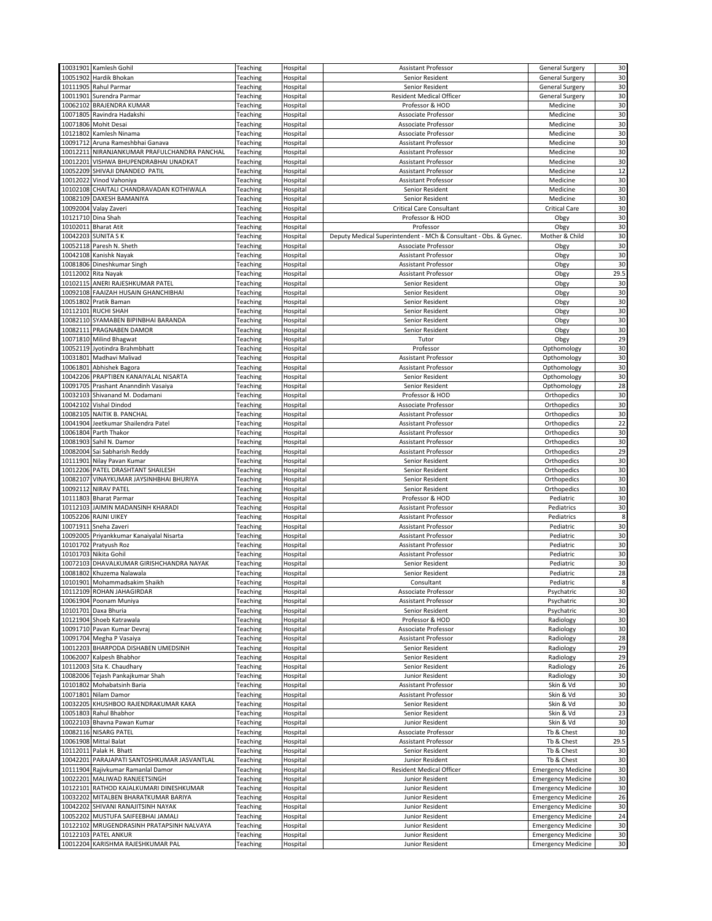| | | | | | | |
|---|---|---|---|---|---|---|
| 10031901 | Kamlesh Gohil | Teaching | Hospital | Assistant Professor | General Surgery | 30 |
| 10051902 | Hardik Bhokan | Teaching | Hospital | Senior Resident | General Surgery | 30 |
| 10111905 | Rahul Parmar | Teaching | Hospital | Senior Resident | General Surgery | 30 |
| 10011901 | Surendra Parmar | Teaching | Hospital | Resident Medical Officer | General Surgery | 30 |
| 10062102 | BRAJENDRA KUMAR | Teaching | Hospital | Professor & HOD | Medicine | 30 |
| 10071805 | Ravindra Hadakshi | Teaching | Hospital | Associate Professor | Medicine | 30 |
| 10071806 | Mohit Desai | Teaching | Hospital | Associate Professor | Medicine | 30 |
| 10121802 | Kamlesh Ninama | Teaching | Hospital | Associate Professor | Medicine | 30 |
| 10091712 | Aruna Rameshbhai Ganava | Teaching | Hospital | Assistant Professor | Medicine | 30 |
| 10012211 | NIRANJANKUMAR PRAFULCHANDRA PANCHAL | Teaching | Hospital | Assistant Professor | Medicine | 30 |
| 10012201 | VISHWA BHUPENDRABHAI UNADKAT | Teaching | Hospital | Assistant Professor | Medicine | 30 |
| 10052209 | SHIVAJI DNANDEO PATIL | Teaching | Hospital | Assistant Professor | Medicine | 12 |
| 10012022 | Vinod Vahoniya | Teaching | Hospital | Assistant Professor | Medicine | 30 |
| 10102108 | CHAITALI CHANDRAVADAN KOTHIWALA | Teaching | Hospital | Senior Resident | Medicine | 30 |
| 10082109 | DAXESH BAMANIYA | Teaching | Hospital | Senior Resident | Medicine | 30 |
| 10092004 | Valay Zaveri | Teaching | Hospital | Critical Care Consultant | Critical Care | 30 |
| 10121710 | Dina Shah | Teaching | Hospital | Professor & HOD | Obgy | 30 |
| 10102011 | Bharat Atit | Teaching | Hospital | Professor | Obgy | 30 |
| 10042203 | SUNITA S K | Teaching | Hospital | Deputy Medical Superintendent - MCh & Consultant - Obs. & Gynec. | Mother & Child | 30 |
| 10052118 | Paresh N. Sheth | Teaching | Hospital | Associate Professor | Obgy | 30 |
| 10042108 | Kanishk Nayak | Teaching | Hospital | Assistant Professor | Obgy | 30 |
| 10081806 | Dineshkumar Singh | Teaching | Hospital | Assistant Professor | Obgy | 30 |
| 10112002 | Rita Nayak | Teaching | Hospital | Assistant Professor | Obgy | 29.5 |
| 10102115 | ANERI RAJESHKUMAR PATEL | Teaching | Hospital | Senior Resident | Obgy | 30 |
| 10092108 | FAAIZAH HUSAIN GHANCHIBHAI | Teaching | Hospital | Senior Resident | Obgy | 30 |
| 10051802 | Pratik Baman | Teaching | Hospital | Senior Resident | Obgy | 30 |
| 10112101 | RUCHI SHAH | Teaching | Hospital | Senior Resident | Obgy | 30 |
| 10082110 | SYAMABEN BIPINBHAI BARANDA | Teaching | Hospital | Senior Resident | Obgy | 30 |
| 10082111 | PRAGNABEN DAMOR | Teaching | Hospital | Senior Resident | Obgy | 30 |
| 10071810 | Milind Bhagwat | Teaching | Hospital | Tutor | Obgy | 29 |
| 10052119 | Jyotindra Brahmbhatt | Teaching | Hospital | Professor | Opthomology | 30 |
| 10031801 | Madhavi Malivad | Teaching | Hospital | Assistant Professor | Opthomology | 30 |
| 10061801 | Abhishek Bagora | Teaching | Hospital | Assistant Professor | Opthomology | 30 |
| 10042206 | PRAPTIBEN KANAIYALAL NISARTA | Teaching | Hospital | Senior Resident | Opthomology | 30 |
| 10091705 | Prashant Ananndinh Vasaiya | Teaching | Hospital | Senior Resident | Opthomology | 28 |
| 10032103 | Shivanand M. Dodamani | Teaching | Hospital | Professor & HOD | Orthopedics | 30 |
| 10042102 | Vishal Dindod | Teaching | Hospital | Associate Professor | Orthopedics | 30 |
| 10082105 | NAITIK B. PANCHAL | Teaching | Hospital | Assistant Professor | Orthopedics | 30 |
| 10041904 | Jeetkumar Shailendra Patel | Teaching | Hospital | Assistant Professor | Orthopedics | 22 |
| 10061804 | Parth Thakor | Teaching | Hospital | Assistant Professor | Orthopedics | 30 |
| 10081903 | Sahil N. Damor | Teaching | Hospital | Assistant Professor | Orthopedics | 30 |
| 10082004 | Sai Sabharish Reddy | Teaching | Hospital | Assistant Professor | Orthopedics | 29 |
| 10111901 | Nilay Pavan Kumar | Teaching | Hospital | Senior Resident | Orthopedics | 30 |
| 10012206 | PATEL DRASHTANT SHAILESH | Teaching | Hospital | Senior Resident | Orthopedics | 30 |
| 10082107 | VINAYKUMAR JAYSINHBHAI BHURIYA | Teaching | Hospital | Senior Resident | Orthopedics | 30 |
| 10092112 | NIRAV PATEL | Teaching | Hospital | Senior Resident | Orthopedics | 30 |
| 10111803 | Bharat Parmar | Teaching | Hospital | Professor & HOD | Pediatric | 30 |
| 10112103 | JAIMIN MADANSINH KHARADI | Teaching | Hospital | Assistant Professor | Pediatrics | 30 |
| 10052206 | RAJNI UIKEY | Teaching | Hospital | Assistant Professor | Pediatrics | 8 |
| 10071911 | Sneha Zaveri | Teaching | Hospital | Assistant Professor | Pediatric | 30 |
| 10092005 | Priyankkumar Kanaiyalal Nisarta | Teaching | Hospital | Assistant Professor | Pediatric | 30 |
| 10101702 | Pratyush Roz | Teaching | Hospital | Assistant Professor | Pediatric | 30 |
| 10101703 | Nikita Gohil | Teaching | Hospital | Assistant Professor | Pediatric | 30 |
| 10072103 | DHAVALKUMAR GIRISHCHANDRA NAYAK | Teaching | Hospital | Senior Resident | Pediatric | 30 |
| 10081802 | Khuzema Nalawala | Teaching | Hospital | Senior Resident | Pediatric | 28 |
| 10101901 | Mohammadsakim Shaikh | Teaching | Hospital | Consultant | Pediatric | 8 |
| 10112109 | ROHAN JAHAGIRDAR | Teaching | Hospital | Associate Professor | Psychatric | 30 |
| 10061904 | Poonam Muniya | Teaching | Hospital | Assistant Professor | Psychatric | 30 |
| 10101701 | Daxa Bhuria | Teaching | Hospital | Senior Resident | Psychatric | 30 |
| 10121904 | Shoeb Katrawala | Teaching | Hospital | Professor & HOD | Radiology | 30 |
| 10091710 | Pavan Kumar Devraj | Teaching | Hospital | Associate Professor | Radiology | 30 |
| 10091704 | Megha P Vasaiya | Teaching | Hospital | Assistant Professor | Radiology | 28 |
| 10012203 | BHARPODA DISHABEN UMEDSINH | Teaching | Hospital | Senior Resident | Radiology | 29 |
| 10062007 | Kalpesh Bhabhor | Teaching | Hospital | Senior Resident | Radiology | 29 |
| 10112003 | Sita K. Chaudhary | Teaching | Hospital | Senior Resident | Radiology | 26 |
| 10082006 | Tejash Pankajkumar Shah | Teaching | Hospital | Junior Resident | Radiology | 30 |
| 10101802 | Mohabatsinh Baria | Teaching | Hospital | Assistant Professor | Skin & Vd | 30 |
| 10071801 | Nilam Damor | Teaching | Hospital | Assistant Professor | Skin & Vd | 30 |
| 10032205 | KHUSHBOO RAJENDRAKUMAR KAKA | Teaching | Hospital | Senior Resident | Skin & Vd | 30 |
| 10051803 | Rahul Bhabhor | Teaching | Hospital | Senior Resident | Skin & Vd | 23 |
| 10022103 | Bhavna Pawan Kumar | Teaching | Hospital | Junior Resident | Skin & Vd | 30 |
| 10082116 | NISARG PATEL | Teaching | Hospital | Associate Professor | Tb & Chest | 30 |
| 10061908 | Mittal Balat | Teaching | Hospital | Assistant Professor | Tb & Chest | 29.5 |
| 10112011 | Palak H. Bhatt | Teaching | Hospital | Senior Resident | Tb & Chest | 30 |
| 10042201 | PARAJAPATI SANTOSHKUMAR JASVANTLAL | Teaching | Hospital | Junior Resident | Tb & Chest | 30 |
| 10111904 | Rajivkumar Ramanlal Damor | Teaching | Hospital | Resident Medical Officer | Emergency Medicine | 30 |
| 10022201 | MALIWAD RANJEETSINGH | Teaching | Hospital | Junior Resident | Emergency Medicine | 30 |
| 10122101 | RATHOD KAJALKUMARI DINESHKUMAR | Teaching | Hospital | Junior Resident | Emergency Medicine | 30 |
| 10032202 | MITALBEN BHARATKUMAR BARIYA | Teaching | Hospital | Junior Resident | Emergency Medicine | 26 |
| 10042202 | SHIVANI RANAJITSINH NAYAK | Teaching | Hospital | Junior Resident | Emergency Medicine | 30 |
| 10052202 | MUSTUFA SAIFEEBHAI JAMALI | Teaching | Hospital | Junior Resident | Emergency Medicine | 24 |
| 10122102 | MRUGENDRASINH PRATAPSINH NALVAYA | Teaching | Hospital | Junior Resident | Emergency Medicine | 30 |
| 10122103 | PATEL ANKUR | Teaching | Hospital | Junior Resident | Emergency Medicine | 30 |
| 10012204 | KARISHMA RAJESHKUMAR PAL | Teaching | Hospital | Junior Resident | Emergency Medicine | 30 |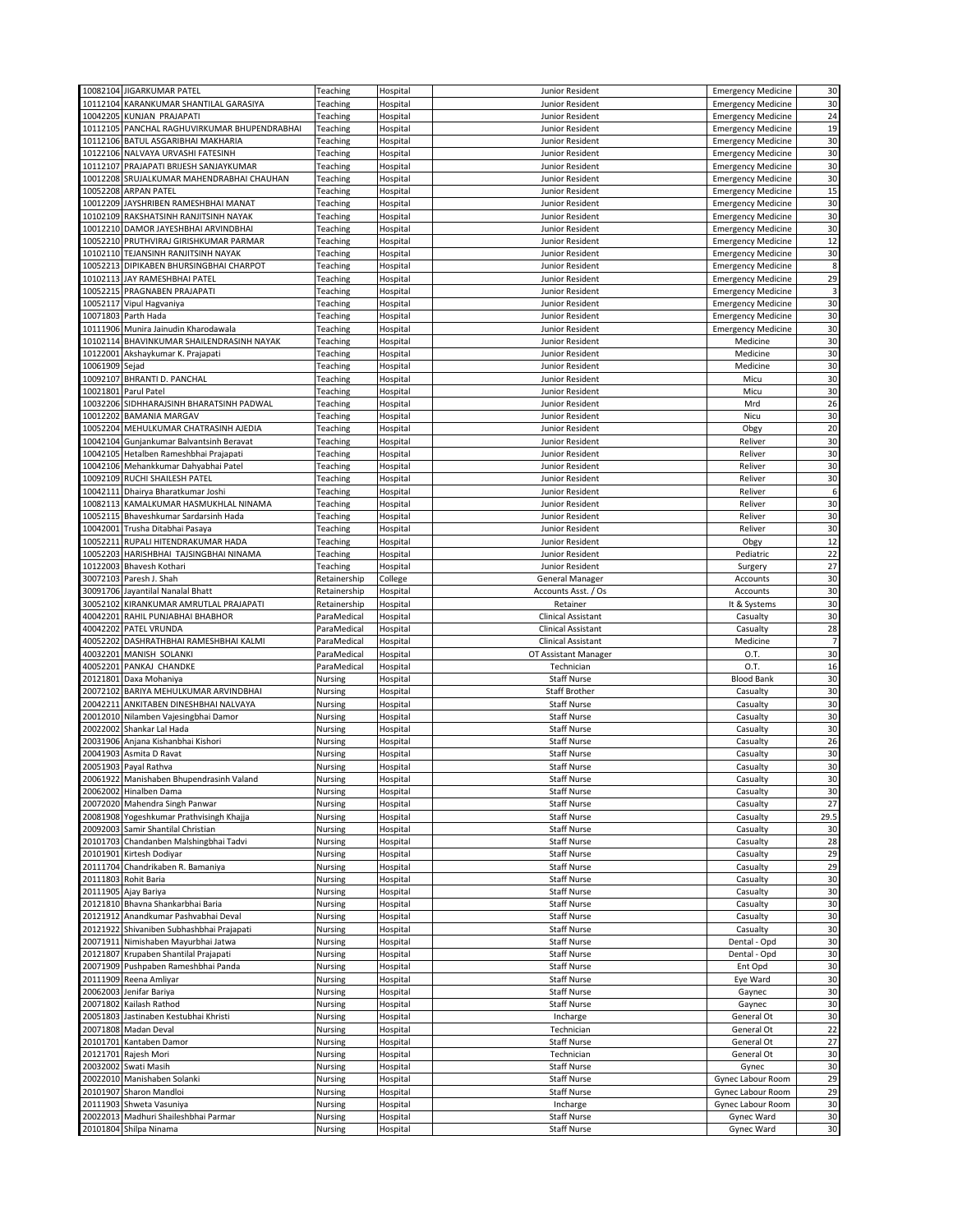| | | | | | | |
|---|---|---|---|---|---|---|
| 10082104 | JIGARKUMAR PATEL | Teaching | Hospital | Junior Resident | Emergency Medicine | 30 |
| 10112104 | KARANKUMAR SHANTILAL GARASIYA | Teaching | Hospital | Junior Resident | Emergency Medicine | 30 |
| 10042205 | KUNJAN PRAJAPATI | Teaching | Hospital | Junior Resident | Emergency Medicine | 24 |
| 10112105 | PANCHAL RAGHUVIRKUMAR BHUPENDRABHAI | Teaching | Hospital | Junior Resident | Emergency Medicine | 19 |
| 10112106 | BATUL ASGARIBHAI MAKHARIA | Teaching | Hospital | Junior Resident | Emergency Medicine | 30 |
| 10122106 | NALVAYA URVASHI FATESINH | Teaching | Hospital | Junior Resident | Emergency Medicine | 30 |
| 10112107 | PRAJAPATI BRIJESH SANJAYKUMAR | Teaching | Hospital | Junior Resident | Emergency Medicine | 30 |
| 10012208 | SRUJALKUMAR MAHENDRABHAI CHAUHAN | Teaching | Hospital | Junior Resident | Emergency Medicine | 30 |
| 10052208 | ARPAN PATEL | Teaching | Hospital | Junior Resident | Emergency Medicine | 15 |
| 10012209 | JAYSHRIBEN RAMESHBHAI MANAT | Teaching | Hospital | Junior Resident | Emergency Medicine | 30 |
| 10102109 | RAKSHATSINH RANJITSINH NAYAK | Teaching | Hospital | Junior Resident | Emergency Medicine | 30 |
| 10012210 | DAMOR JAYESHBHAI ARVINDBHAI | Teaching | Hospital | Junior Resident | Emergency Medicine | 30 |
| 10052210 | PRUTHVIRAJ GIRISHKUMAR PARMAR | Teaching | Hospital | Junior Resident | Emergency Medicine | 12 |
| 10102110 | TEJANSINH RANJITSINH NAYAK | Teaching | Hospital | Junior Resident | Emergency Medicine | 30 |
| 10052213 | DIPIKABEN BHURSINGBHAI CHARPOT | Teaching | Hospital | Junior Resident | Emergency Medicine | 8 |
| 10102113 | JAY RAMESHBHAI PATEL | Teaching | Hospital | Junior Resident | Emergency Medicine | 29 |
| 10052215 | PRAGNABEN PRAJAPATI | Teaching | Hospital | Junior Resident | Emergency Medicine | 3 |
| 10052117 | Vipul Hagvaniya | Teaching | Hospital | Junior Resident | Emergency Medicine | 30 |
| 10071803 | Parth Hada | Teaching | Hospital | Junior Resident | Emergency Medicine | 30 |
| 10111906 | Munira Jainudin Kharodawala | Teaching | Hospital | Junior Resident | Emergency Medicine | 30 |
| 10102114 | BHAVINKUMAR SHAILENDRASINH NAYAK | Teaching | Hospital | Junior Resident | Medicine | 30 |
| 10122001 | Akshaykumar K. Prajapati | Teaching | Hospital | Junior Resident | Medicine | 30 |
| 10061909 | Sejad | Teaching | Hospital | Junior Resident | Medicine | 30 |
| 10092107 | BHRANTI D. PANCHAL | Teaching | Hospital | Junior Resident | Micu | 30 |
| 10021801 | Parul Patel | Teaching | Hospital | Junior Resident | Micu | 30 |
| 10032206 | SIDHHARAJSINH BHARATSINH PADWAL | Teaching | Hospital | Junior Resident | Mrd | 26 |
| 10012202 | BAMANIA MARGAV | Teaching | Hospital | Junior Resident | Nicu | 30 |
| 10052204 | MEHULKUMAR CHATRASINH AJEDIA | Teaching | Hospital | Junior Resident | Obgy | 20 |
| 10042104 | Gunjankumar Balvantsinh Beravat | Teaching | Hospital | Junior Resident | Reliver | 30 |
| 10042105 | Hetalben Rameshbhai Prajapati | Teaching | Hospital | Junior Resident | Reliver | 30 |
| 10042106 | Mehankkumar Dahyabhai Patel | Teaching | Hospital | Junior Resident | Reliver | 30 |
| 10092109 | RUCHI SHAILESH PATEL | Teaching | Hospital | Junior Resident | Reliver | 30 |
| 10042111 | Dhairya Bharatkumar Joshi | Teaching | Hospital | Junior Resident | Reliver | 6 |
| 10082113 | KAMALKUMAR HASMUKHLAL NINAMA | Teaching | Hospital | Junior Resident | Reliver | 30 |
| 10052115 | Bhaveshkumar Sardarsinh Hada | Teaching | Hospital | Junior Resident | Reliver | 30 |
| 10042001 | Trusha Ditabhai Pasaya | Teaching | Hospital | Junior Resident | Reliver | 30 |
| 10052211 | RUPALI HITENDRAKUMAR HADA | Teaching | Hospital | Junior Resident | Obgy | 12 |
| 10052203 | HARISHBHAI TAJSINGBHAI NINAMA | Teaching | Hospital | Junior Resident | Pediatric | 22 |
| 10122003 | Bhavesh Kothari | Teaching | Hospital | Junior Resident | Surgery | 27 |
| 30072103 | Paresh J. Shah | Retainership | College | General Manager | Accounts | 30 |
| 30091706 | Jayantilal Nanalal Bhatt | Retainership | Hospital | Accounts Asst. / Os | Accounts | 30 |
| 30052102 | KIRANKUMAR AMRUTLAL PRAJAPATI | Retainership | Hospital | Retainer | It & Systems | 30 |
| 40042201 | RAHIL PUNJABHAI BHABHOR | ParaMedical | Hospital | Clinical Assistant | Casualty | 30 |
| 40042202 | PATEL VRUNDA | ParaMedical | Hospital | Clinical Assistant | Casualty | 28 |
| 40052202 | DASHRATHBHAI RAMESHBHAI KALMI | ParaMedical | Hospital | Clinical Assistant | Medicine | 7 |
| 40032201 | MANISH SOLANKI | ParaMedical | Hospital | OT Assistant Manager | O.T. | 30 |
| 40052201 | PANKAJ CHANDKE | ParaMedical | Hospital | Technician | O.T. | 16 |
| 20121801 | Daxa Mohaniya | Nursing | Hospital | Staff Nurse | Blood Bank | 30 |
| 20072102 | BARIYA MEHULKUMAR ARVINDBHAI | Nursing | Hospital | Staff Brother | Casualty | 30 |
| 20042211 | ANKITABEN DINESHBHAI NALVAYA | Nursing | Hospital | Staff Nurse | Casualty | 30 |
| 20012010 | Nilamben Vajesingbhai Damor | Nursing | Hospital | Staff Nurse | Casualty | 30 |
| 20022002 | Shankar Lal Hada | Nursing | Hospital | Staff Nurse | Casualty | 30 |
| 20031906 | Anjana Kishanbhai Kishori | Nursing | Hospital | Staff Nurse | Casualty | 26 |
| 20041903 | Asmita D Ravat | Nursing | Hospital | Staff Nurse | Casualty | 30 |
| 20051903 | Payal Rathva | Nursing | Hospital | Staff Nurse | Casualty | 30 |
| 20061922 | Manishaben Bhupendrasinh Valand | Nursing | Hospital | Staff Nurse | Casualty | 30 |
| 20062002 | Hinalben Dama | Nursing | Hospital | Staff Nurse | Casualty | 30 |
| 20072020 | Mahendra Singh Panwar | Nursing | Hospital | Staff Nurse | Casualty | 27 |
| 20081908 | Yogeshkumar Prathvisingh Khajja | Nursing | Hospital | Staff Nurse | Casualty | 29.5 |
| 20092003 | Samir Shantilal Christian | Nursing | Hospital | Staff Nurse | Casualty | 30 |
| 20101703 | Chandanben Malshingbhai Tadvi | Nursing | Hospital | Staff Nurse | Casualty | 28 |
| 20101901 | Kirtesh Dodiyar | Nursing | Hospital | Staff Nurse | Casualty | 29 |
| 20111704 | Chandrikaben R. Bamaniya | Nursing | Hospital | Staff Nurse | Casualty | 29 |
| 20111803 | Rohit Baria | Nursing | Hospital | Staff Nurse | Casualty | 30 |
| 20111905 | Ajay Bariya | Nursing | Hospital | Staff Nurse | Casualty | 30 |
| 20121810 | Bhavna Shankarbhai Baria | Nursing | Hospital | Staff Nurse | Casualty | 30 |
| 20121912 | Anandkumar Pashvabhai Deval | Nursing | Hospital | Staff Nurse | Casualty | 30 |
| 20121922 | Shivaniben Subhashbhai Prajapati | Nursing | Hospital | Staff Nurse | Casualty | 30 |
| 20071911 | Nimishaben Mayurbhai Jatwa | Nursing | Hospital | Staff Nurse | Dental - Opd | 30 |
| 20121807 | Krupaben Shantilal Prajapati | Nursing | Hospital | Staff Nurse | Dental - Opd | 30 |
| 20071909 | Pushpaben Rameshbhai Panda | Nursing | Hospital | Staff Nurse | Ent Opd | 30 |
| 20111909 | Reena Amliyar | Nursing | Hospital | Staff Nurse | Eye Ward | 30 |
| 20062003 | Jenifar Bariya | Nursing | Hospital | Staff Nurse | Gaynec | 30 |
| 20071802 | Kailash Rathod | Nursing | Hospital | Staff Nurse | Gaynec | 30 |
| 20051803 | Jastinaben Kestubhai Khristi | Nursing | Hospital | Incharge | General Ot | 30 |
| 20071808 | Madan Deval | Nursing | Hospital | Technician | General Ot | 22 |
| 20101701 | Kantaben Damor | Nursing | Hospital | Staff Nurse | General Ot | 27 |
| 20121701 | Rajesh Mori | Nursing | Hospital | Technician | General Ot | 30 |
| 20032002 | Swati Masih | Nursing | Hospital | Staff Nurse | Gynec | 30 |
| 20022010 | Manishaben Solanki | Nursing | Hospital | Staff Nurse | Gynec Labour Room | 29 |
| 20101907 | Sharon Mandloi | Nursing | Hospital | Staff Nurse | Gynec Labour Room | 29 |
| 20111903 | Shweta Vasuniya | Nursing | Hospital | Incharge | Gynec Labour Room | 30 |
| 20022013 | Madhuri Shaileshbhai Parmar | Nursing | Hospital | Staff Nurse | Gynec Ward | 30 |
| 20101804 | Shilpa Ninama | Nursing | Hospital | Staff Nurse | Gynec Ward | 30 |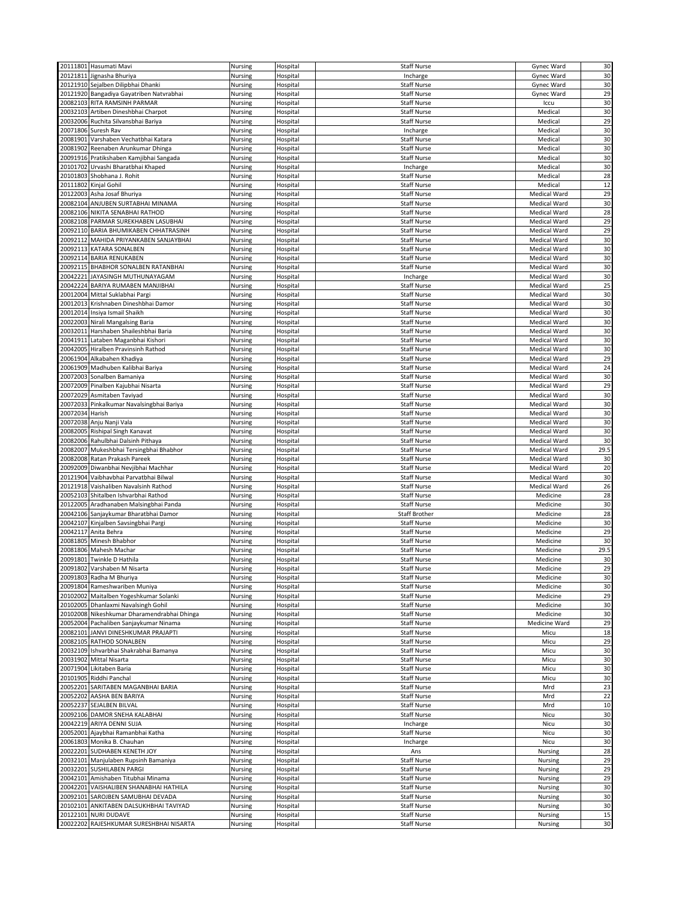| | | | | | | |
|---|---|---|---|---|---|---|
| 20111801 | Hasumati Mavi | Nursing | Hospital | Staff Nurse | Gynec Ward | 30 |
| 20121811 | Jignasha Bhuriya | Nursing | Hospital | Incharge | Gynec Ward | 30 |
| 20121910 | Sejalben Dilipbhai Dhanki | Nursing | Hospital | Staff Nurse | Gynec Ward | 30 |
| 20121920 | Bangadiya Gayatriben Natvrabhai | Nursing | Hospital | Staff Nurse | Gynec Ward | 29 |
| 20082103 | RITA RAMSINH PARMAR | Nursing | Hospital | Staff Nurse | Iccu | 30 |
| 20032103 | Artiben Dineshbhai Charpot | Nursing | Hospital | Staff Nurse | Medical | 30 |
| 20032006 | Ruchita Silvansbhai Bariya | Nursing | Hospital | Staff Nurse | Medical | 29 |
| 20071806 | Suresh Rav | Nursing | Hospital | Incharge | Medical | 30 |
| 20081901 | Varshaben Vechatbhai Katara | Nursing | Hospital | Staff Nurse | Medical | 30 |
| 20081902 | Reenaben Arunkumar Dhinga | Nursing | Hospital | Staff Nurse | Medical | 30 |
| 20091916 | Pratikshaben Kamjibhai Sangada | Nursing | Hospital | Staff Nurse | Medical | 30 |
| 20101702 | Urvashi Bharatbhai Khaped | Nursing | Hospital | Incharge | Medical | 30 |
| 20101803 | Shobhana J. Rohit | Nursing | Hospital | Staff Nurse | Medical | 28 |
| 20111802 | Kinjal Gohil | Nursing | Hospital | Staff Nurse | Medical | 12 |
| 20122003 | Asha Josaf Bhuriya | Nursing | Hospital | Staff Nurse | Medical Ward | 29 |
| 20082104 | ANJUBEN SURTABHAI MINAMA | Nursing | Hospital | Staff Nurse | Medical Ward | 30 |
| 20082106 | NIKITA SENABHAI RATHOD | Nursing | Hospital | Staff Nurse | Medical Ward | 28 |
| 20082108 | PARMAR SUREKHABEN LASUBHAI | Nursing | Hospital | Staff Nurse | Medical Ward | 29 |
| 20092110 | BARIA BHUMIKABEN CHHATRASINH | Nursing | Hospital | Staff Nurse | Medical Ward | 29 |
| 20092112 | MAHIDA PRIYANKABEN SANJAYBHAI | Nursing | Hospital | Staff Nurse | Medical Ward | 30 |
| 20092113 | KATARA SONALBEN | Nursing | Hospital | Staff Nurse | Medical Ward | 30 |
| 20092114 | BARIA RENUKABEN | Nursing | Hospital | Staff Nurse | Medical Ward | 30 |
| 20092115 | BHABHOR SONALBEN RATANBHAI | Nursing | Hospital | Staff Nurse | Medical Ward | 30 |
| 20042221 | JAYASINGH MUTHUNAYAGAM | Nursing | Hospital | Incharge | Medical Ward | 30 |
| 20042224 | BARIYA RUMABEN MANJIBHAI | Nursing | Hospital | Staff Nurse | Medical Ward | 25 |
| 20012004 | Mittal Suklabhai Pargi | Nursing | Hospital | Staff Nurse | Medical Ward | 30 |
| 20012013 | Krishnaben Dineshbhai Damor | Nursing | Hospital | Staff Nurse | Medical Ward | 30 |
| 20012014 | Insiya Ismail Shaikh | Nursing | Hospital | Staff Nurse | Medical Ward | 30 |
| 20022003 | Nirali Mangalsing Baria | Nursing | Hospital | Staff Nurse | Medical Ward | 30 |
| 20032011 | Harshaben Shaileshbhai Baria | Nursing | Hospital | Staff Nurse | Medical Ward | 30 |
| 20041911 | Lataben Maganbhai Kishori | Nursing | Hospital | Staff Nurse | Medical Ward | 30 |
| 20042005 | Hiralben Pravinsinh Rathod | Nursing | Hospital | Staff Nurse | Medical Ward | 30 |
| 20061904 | Alkabahen Khadiya | Nursing | Hospital | Staff Nurse | Medical Ward | 29 |
| 20061909 | Madhuben Kalibhai Bariya | Nursing | Hospital | Staff Nurse | Medical Ward | 24 |
| 20072003 | Sonalben Bamaniya | Nursing | Hospital | Staff Nurse | Medical Ward | 30 |
| 20072009 | Pinalben Kajubhai Nisarta | Nursing | Hospital | Staff Nurse | Medical Ward | 29 |
| 20072029 | Asmitaben Taviyad | Nursing | Hospital | Staff Nurse | Medical Ward | 30 |
| 20072033 | Pinkalkumar Navalsingbhai Bariya | Nursing | Hospital | Staff Nurse | Medical Ward | 30 |
| 20072034 | Harish | Nursing | Hospital | Staff Nurse | Medical Ward | 30 |
| 20072038 | Anju Nanji Vala | Nursing | Hospital | Staff Nurse | Medical Ward | 30 |
| 20082005 | Rishipal Singh Kanavat | Nursing | Hospital | Staff Nurse | Medical Ward | 30 |
| 20082006 | Rahulbhai Dalsinh Pithaya | Nursing | Hospital | Staff Nurse | Medical Ward | 30 |
| 20082007 | Mukeshbhai Tersingbhai Bhabhor | Nursing | Hospital | Staff Nurse | Medical Ward | 29.5 |
| 20082008 | Ratan Prakash Pareek | Nursing | Hospital | Staff Nurse | Medical Ward | 30 |
| 20092009 | Diwanbhai Nevjibhai Machhar | Nursing | Hospital | Staff Nurse | Medical Ward | 20 |
| 20121904 | Vaibhavbhai Parvatbhai Bilwal | Nursing | Hospital | Staff Nurse | Medical Ward | 30 |
| 20121918 | Vaishaliben Navalsinh Rathod | Nursing | Hospital | Staff Nurse | Medical Ward | 26 |
| 20052103 | Shitalben Ishvarbhai Rathod | Nursing | Hospital | Staff Nurse | Medicine | 28 |
| 20122005 | Aradhanaben Malsingbhai Panda | Nursing | Hospital | Staff Nurse | Medicine | 30 |
| 20042106 | Sanjaykumar Bharatbhai Damor | Nursing | Hospital | Staff Brother | Medicine | 28 |
| 20042107 | Kinjalben Savsingbhai Pargi | Nursing | Hospital | Staff Nurse | Medicine | 30 |
| 20042117 | Anita Behra | Nursing | Hospital | Staff Nurse | Medicine | 29 |
| 20081805 | Minesh Bhabhor | Nursing | Hospital | Staff Nurse | Medicine | 30 |
| 20081806 | Mahesh Machar | Nursing | Hospital | Staff Nurse | Medicine | 29.5 |
| 20091801 | Twinkle D Hathila | Nursing | Hospital | Staff Nurse | Medicine | 30 |
| 20091802 | Varshaben M Nisarta | Nursing | Hospital | Staff Nurse | Medicine | 29 |
| 20091803 | Radha M Bhuriya | Nursing | Hospital | Staff Nurse | Medicine | 30 |
| 20091804 | Rameshwariben Muniya | Nursing | Hospital | Staff Nurse | Medicine | 30 |
| 20102002 | Maitalben Yogeshkumar Solanki | Nursing | Hospital | Staff Nurse | Medicine | 29 |
| 20102005 | Dhanlaxmi Navalsingh Gohil | Nursing | Hospital | Staff Nurse | Medicine | 30 |
| 20102008 | Nikeshkumar Dharamendrabhai Dhinga | Nursing | Hospital | Staff Nurse | Medicine | 30 |
| 20052004 | Pachaliben Sanjaykumar Ninama | Nursing | Hospital | Staff Nurse | Medicine Ward | 29 |
| 20082101 | JANVI DINESHKUMAR PRAJAPTI | Nursing | Hospital | Staff Nurse | Micu | 18 |
| 20082105 | RATHOD SONALBEN | Nursing | Hospital | Staff Nurse | Micu | 29 |
| 20032109 | Ishvarbhai Shakrabhai Bamanya | Nursing | Hospital | Staff Nurse | Micu | 30 |
| 20031902 | Mittal Nisarta | Nursing | Hospital | Staff Nurse | Micu | 30 |
| 20071904 | Likitaben Baria | Nursing | Hospital | Staff Nurse | Micu | 30 |
| 20101905 | Riddhi Panchal | Nursing | Hospital | Staff Nurse | Micu | 30 |
| 20052201 | SARITABEN MAGANBHAI BARIA | Nursing | Hospital | Staff Nurse | Mrd | 23 |
| 20052202 | AASHA BEN BARIYA | Nursing | Hospital | Staff Nurse | Mrd | 22 |
| 20052237 | SEJALBEN BILVAL | Nursing | Hospital | Staff Nurse | Mrd | 10 |
| 20092106 | DAMOR SNEHA KALABHAI | Nursing | Hospital | Staff Nurse | Nicu | 30 |
| 20042219 | ARIYA DENNI SUJA | Nursing | Hospital | Incharge | Nicu | 30 |
| 20052001 | Ajaybhai Ramanbhai Katha | Nursing | Hospital | Staff Nurse | Nicu | 30 |
| 20061803 | Monika B. Chauhan | Nursing | Hospital | Incharge | Nicu | 30 |
| 20022201 | SUDHABEN KENETH JOY | Nursing | Hospital | Ans | Nursing | 28 |
| 20032101 | Manjulaben Rupsinh Bamaniya | Nursing | Hospital | Staff Nurse | Nursing | 29 |
| 20032201 | SUSHILABEN PARGI | Nursing | Hospital | Staff Nurse | Nursing | 29 |
| 20042101 | Amishaben Titubhai Minama | Nursing | Hospital | Staff Nurse | Nursing | 29 |
| 20042201 | VAISHALIBEN SHANABHAI HATHILA | Nursing | Hospital | Staff Nurse | Nursing | 30 |
| 20092101 | SAROJBEN SAMUBHAI DEVADA | Nursing | Hospital | Staff Nurse | Nursing | 30 |
| 20102101 | ANKITABEN DALSUKHBHAI TAVIYAD | Nursing | Hospital | Staff Nurse | Nursing | 30 |
| 20122101 | NURI DUDAVE | Nursing | Hospital | Staff Nurse | Nursing | 15 |
| 20022202 | RAJESHKUMAR SURESHBHAI NISARTA | Nursing | Hospital | Staff Nurse | Nursing | 30 |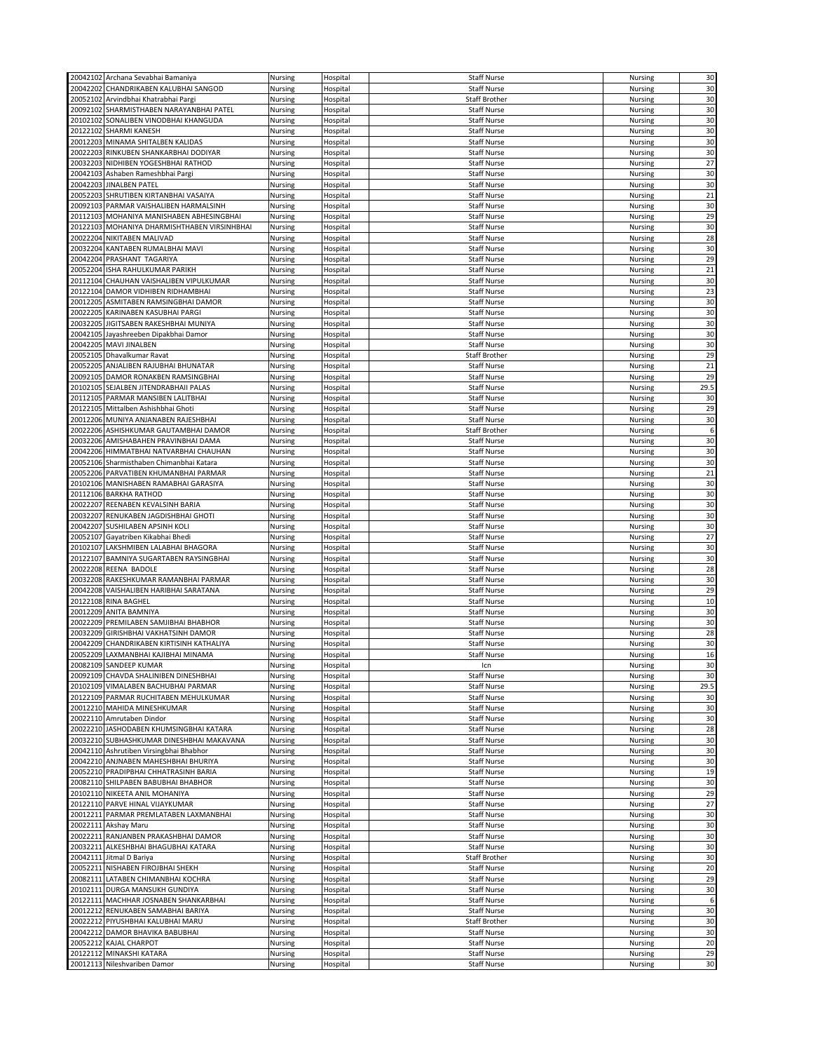| | | | | | | |
|---|---|---|---|---|---|---|
| 20042102 | Archana Sevabhai Bamaniya | Nursing | Hospital | Staff Nurse | Nursing | 30 |
| 20042202 | CHANDRIKABEN KALUBHAI SANGOD | Nursing | Hospital | Staff Nurse | Nursing | 30 |
| 20052102 | Arvindbhai Khatrabhai Pargi | Nursing | Hospital | Staff Brother | Nursing | 30 |
| 20092102 | SHARMISTHABEN NARAYANBHAI PATEL | Nursing | Hospital | Staff Nurse | Nursing | 30 |
| 20102102 | SONALIBEN VINODBHAI KHANGUDA | Nursing | Hospital | Staff Nurse | Nursing | 30 |
| 20122102 | SHARMI KANESH | Nursing | Hospital | Staff Nurse | Nursing | 30 |
| 20012203 | MINAMA SHITALBEN KALIDAS | Nursing | Hospital | Staff Nurse | Nursing | 30 |
| 20022203 | RINKUBEN SHANKARBHAI DODIYAR | Nursing | Hospital | Staff Nurse | Nursing | 30 |
| 20032203 | NIDHIBEN YOGESHBHAI RATHOD | Nursing | Hospital | Staff Nurse | Nursing | 27 |
| 20042103 | Ashaben Rameshbhai Pargi | Nursing | Hospital | Staff Nurse | Nursing | 30 |
| 20042203 | JINALBEN PATEL | Nursing | Hospital | Staff Nurse | Nursing | 30 |
| 20052203 | SHRUTIBEN KIRTANBHAI VASAIYA | Nursing | Hospital | Staff Nurse | Nursing | 21 |
| 20092103 | PARMAR VAISHALIBEN HARMALSINH | Nursing | Hospital | Staff Nurse | Nursing | 30 |
| 20112103 | MOHANIYA MANISHABEN ABHESINGBHAI | Nursing | Hospital | Staff Nurse | Nursing | 29 |
| 20122103 | MOHANIYA DHARMISHTHABEN VIRSINHBHAI | Nursing | Hospital | Staff Nurse | Nursing | 30 |
| 20022204 | NIKITABEN MALIVAD | Nursing | Hospital | Staff Nurse | Nursing | 28 |
| 20032204 | KANTABEN RUMALBHAI MAVI | Nursing | Hospital | Staff Nurse | Nursing | 30 |
| 20042204 | PRASHANT TAGARIYA | Nursing | Hospital | Staff Nurse | Nursing | 29 |
| 20052204 | ISHA RAHULKUMAR PARIKH | Nursing | Hospital | Staff Nurse | Nursing | 21 |
| 20112104 | CHAUHAN VAISHALIBEN VIPULKUMAR | Nursing | Hospital | Staff Nurse | Nursing | 30 |
| 20122104 | DAMOR VIDHIBEN RIDHAMBHAI | Nursing | Hospital | Staff Nurse | Nursing | 23 |
| 20012205 | ASMITABEN RAMSINGBHAI DAMOR | Nursing | Hospital | Staff Nurse | Nursing | 30 |
| 20022205 | KARINABEN KASUBHAI PARGI | Nursing | Hospital | Staff Nurse | Nursing | 30 |
| 20032205 | JIGITSABEN RAKESHBHAI MUNIYA | Nursing | Hospital | Staff Nurse | Nursing | 30 |
| 20042105 | Jayashreeben Dipakbhai Damor | Nursing | Hospital | Staff Nurse | Nursing | 30 |
| 20042205 | MAVI JINALBEN | Nursing | Hospital | Staff Nurse | Nursing | 30 |
| 20052105 | Dhavalkumar Ravat | Nursing | Hospital | Staff Brother | Nursing | 29 |
| 20052205 | ANJALIBEN RAJUBHAI BHUNATAR | Nursing | Hospital | Staff Nurse | Nursing | 21 |
| 20092105 | DAMOR RONAKBEN RAMSINGBHAI | Nursing | Hospital | Staff Nurse | Nursing | 29 |
| 20102105 | SEJALBEN JITENDRABHAII PALAS | Nursing | Hospital | Staff Nurse | Nursing | 29.5 |
| 20112105 | PARMAR MANSIBEN LALITBHAI | Nursing | Hospital | Staff Nurse | Nursing | 30 |
| 20122105 | Mittalben Ashishbhai Ghoti | Nursing | Hospital | Staff Nurse | Nursing | 29 |
| 20012206 | MUNIYA ANJANABEN RAJESHBHAI | Nursing | Hospital | Staff Nurse | Nursing | 30 |
| 20022206 | ASHISHKUMAR GAUTAMBHAI DAMOR | Nursing | Hospital | Staff Brother | Nursing | 6 |
| 20032206 | AMISHABAHEN PRAVINBHAI DAMA | Nursing | Hospital | Staff Nurse | Nursing | 30 |
| 20042206 | HIMMATBHAI NATVARBHAI CHAUHAN | Nursing | Hospital | Staff Nurse | Nursing | 30 |
| 20052106 | Sharmisthaben Chimanbhai Katara | Nursing | Hospital | Staff Nurse | Nursing | 30 |
| 20052206 | PARVATIBEN KHUMANBHAI PARMAR | Nursing | Hospital | Staff Nurse | Nursing | 21 |
| 20102106 | MANISHABEN RAMABHAI GARASIYA | Nursing | Hospital | Staff Nurse | Nursing | 30 |
| 20112106 | BARKHA RATHOD | Nursing | Hospital | Staff Nurse | Nursing | 30 |
| 20022207 | REENABEN KEVALSINH BARIA | Nursing | Hospital | Staff Nurse | Nursing | 30 |
| 20032207 | RENUKABEN JAGDISHBHAI GHOTI | Nursing | Hospital | Staff Nurse | Nursing | 30 |
| 20042207 | SUSHILABEN APSINH KOLI | Nursing | Hospital | Staff Nurse | Nursing | 30 |
| 20052107 | Gayatriben Kikabhai Bhedi | Nursing | Hospital | Staff Nurse | Nursing | 27 |
| 20102107 | LAKSHMIBEN LALABHAI BHAGORA | Nursing | Hospital | Staff Nurse | Nursing | 30 |
| 20122107 | BAMNIYA SUGARTABEN RAYSINGBHAI | Nursing | Hospital | Staff Nurse | Nursing | 30 |
| 20022208 | REENA BADOLE | Nursing | Hospital | Staff Nurse | Nursing | 28 |
| 20032208 | RAKESHKUMAR RAMANBHAI PARMAR | Nursing | Hospital | Staff Nurse | Nursing | 30 |
| 20042208 | VAISHALIBEN HARIBHAI SARATANA | Nursing | Hospital | Staff Nurse | Nursing | 29 |
| 20122108 | RINA BAGHEL | Nursing | Hospital | Staff Nurse | Nursing | 10 |
| 20012209 | ANITA BAMNIYA | Nursing | Hospital | Staff Nurse | Nursing | 30 |
| 20022209 | PREMILABEN SAMJIBHAI BHABHOR | Nursing | Hospital | Staff Nurse | Nursing | 30 |
| 20032209 | GIRISHBHAI VAKHATSINH DAMOR | Nursing | Hospital | Staff Nurse | Nursing | 28 |
| 20042209 | CHANDRIKABEN KIRTISINH KATHALIYA | Nursing | Hospital | Staff Nurse | Nursing | 30 |
| 20052209 | LAXMANBHAI KAJIBHAI MINAMA | Nursing | Hospital | Staff Nurse | Nursing | 16 |
| 20082109 | SANDEEP KUMAR | Nursing | Hospital | Icn | Nursing | 30 |
| 20092109 | CHAVDA SHALINIBEN DINESHBHAI | Nursing | Hospital | Staff Nurse | Nursing | 30 |
| 20102109 | VIMALABEN BACHUBHAI PARMAR | Nursing | Hospital | Staff Nurse | Nursing | 29.5 |
| 20122109 | PARMAR RUCHITABEN MEHULKUMAR | Nursing | Hospital | Staff Nurse | Nursing | 30 |
| 20012210 | MAHIDA MINESHKUMAR | Nursing | Hospital | Staff Nurse | Nursing | 30 |
| 20022110 | Amrutaben Dindor | Nursing | Hospital | Staff Nurse | Nursing | 30 |
| 20022210 | JASHODABEN KHUMSINGBHAI KATARA | Nursing | Hospital | Staff Nurse | Nursing | 28 |
| 20032210 | SUBHASHKUMAR DINESHBHAI MAKAVANA | Nursing | Hospital | Staff Nurse | Nursing | 30 |
| 20042110 | Ashrutiben Virsingbhai Bhabhor | Nursing | Hospital | Staff Nurse | Nursing | 30 |
| 20042210 | ANJNABEN MAHESHBHAI BHURIYA | Nursing | Hospital | Staff Nurse | Nursing | 30 |
| 20052210 | PRADIPBHAI CHHATRASINH BARIA | Nursing | Hospital | Staff Nurse | Nursing | 19 |
| 20082110 | SHILPABEN BABUBHAI BHABHOR | Nursing | Hospital | Staff Nurse | Nursing | 30 |
| 20102110 | NIKEETA ANIL MOHANIYA | Nursing | Hospital | Staff Nurse | Nursing | 29 |
| 20122110 | PARVE HINAL VIJAYKUMAR | Nursing | Hospital | Staff Nurse | Nursing | 27 |
| 20012211 | PARMAR PREMLATABEN LAXMANBHAI | Nursing | Hospital | Staff Nurse | Nursing | 30 |
| 20022111 | Akshay Maru | Nursing | Hospital | Staff Nurse | Nursing | 30 |
| 20022211 | RANJANBEN PRAKASHBHAI DAMOR | Nursing | Hospital | Staff Nurse | Nursing | 30 |
| 20032211 | ALKESHBHAI BHAGUBHAI KATARA | Nursing | Hospital | Staff Nurse | Nursing | 30 |
| 20042111 | Jitmal D Bariya | Nursing | Hospital | Staff Brother | Nursing | 30 |
| 20052211 | NISHABEN FIROJBHAI SHEKH | Nursing | Hospital | Staff Nurse | Nursing | 20 |
| 20082111 | LATABEN CHIMANBHAI KOCHRA | Nursing | Hospital | Staff Nurse | Nursing | 29 |
| 20102111 | DURGA MANSUKH GUNDIYA | Nursing | Hospital | Staff Nurse | Nursing | 30 |
| 20122111 | MACHHAR JOSNABEN SHANKARBHAI | Nursing | Hospital | Staff Nurse | Nursing | 6 |
| 20012212 | RENUKABEN SAMABHAI BARIYA | Nursing | Hospital | Staff Nurse | Nursing | 30 |
| 20022212 | PIYUSHBHAI KALUBHAI MARU | Nursing | Hospital | Staff Brother | Nursing | 30 |
| 20042212 | DAMOR BHAVIKA BABUBHAI | Nursing | Hospital | Staff Nurse | Nursing | 30 |
| 20052212 | KAJAL CHARPOT | Nursing | Hospital | Staff Nurse | Nursing | 20 |
| 20122112 | MINAKSHI KATARA | Nursing | Hospital | Staff Nurse | Nursing | 29 |
| 20012113 | Nileshvariben Damor | Nursing | Hospital | Staff Nurse | Nursing | 30 |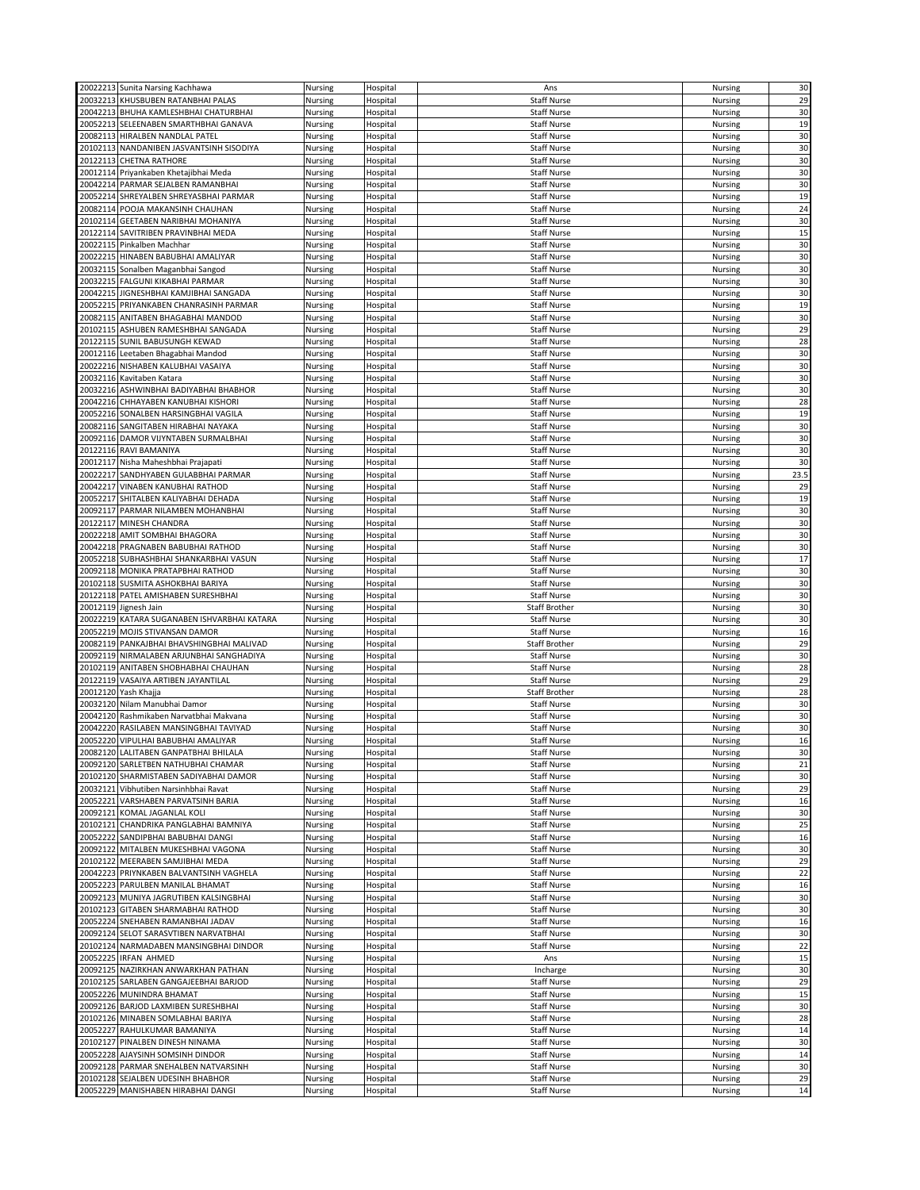| | | | | | | |
|---|---|---|---|---|---|---|
| 20022213 | Sunita Narsing Kachhawa | Nursing | Hospital | Ans | Nursing | 30 |
| 20032213 | KHUSBUBEN RATANBHAI PALAS | Nursing | Hospital | Staff Nurse | Nursing | 29 |
| 20042213 | BHUHA KAMLESHBHAI CHATURBHAI | Nursing | Hospital | Staff Nurse | Nursing | 30 |
| 20052213 | SELEENABEN SMARTHBHAI GANAVA | Nursing | Hospital | Staff Nurse | Nursing | 19 |
| 20082113 | HIRALBEN NANDLAL PATEL | Nursing | Hospital | Staff Nurse | Nursing | 30 |
| 20102113 | NANDANIBEN JASVANTSINH SISODIYA | Nursing | Hospital | Staff Nurse | Nursing | 30 |
| 20122113 | CHETNA RATHORE | Nursing | Hospital | Staff Nurse | Nursing | 30 |
| 20012114 | Priyankaben Khetajibhai Meda | Nursing | Hospital | Staff Nurse | Nursing | 30 |
| 20042214 | PARMAR SEJALBEN RAMANBHAI | Nursing | Hospital | Staff Nurse | Nursing | 30 |
| 20052214 | SHREYALBEN SHREYASBHAI PARMAR | Nursing | Hospital | Staff Nurse | Nursing | 19 |
| 20082114 | POOJA MAKANSINH CHAUHAN | Nursing | Hospital | Staff Nurse | Nursing | 24 |
| 20102114 | GEETABEN NARIBHAI MOHANIYA | Nursing | Hospital | Staff Nurse | Nursing | 30 |
| 20122114 | SAVITRIBEN PRAVINBHAI MEDA | Nursing | Hospital | Staff Nurse | Nursing | 15 |
| 20022115 | Pinkalben Machhar | Nursing | Hospital | Staff Nurse | Nursing | 30 |
| 20022215 | HINABEN BABUBHAI AMALIYAR | Nursing | Hospital | Staff Nurse | Nursing | 30 |
| 20032115 | Sonalben Maganbhai Sangod | Nursing | Hospital | Staff Nurse | Nursing | 30 |
| 20032215 | FALGUNI KIKABHAI PARMAR | Nursing | Hospital | Staff Nurse | Nursing | 30 |
| 20042215 | JIGNESHBHAI KAMJIBHAI SANGADA | Nursing | Hospital | Staff Nurse | Nursing | 30 |
| 20052215 | PRIYANKABEN CHANRASINH PARMAR | Nursing | Hospital | Staff Nurse | Nursing | 19 |
| 20082115 | ANITABEN BHAGABHAI MANDOD | Nursing | Hospital | Staff Nurse | Nursing | 30 |
| 20102115 | ASHUBEN RAMESHBHAI SANGADA | Nursing | Hospital | Staff Nurse | Nursing | 29 |
| 20122115 | SUNIL BABUSUNGH KEWAD | Nursing | Hospital | Staff Nurse | Nursing | 28 |
| 20012116 | Leetaben Bhagabhai Mandod | Nursing | Hospital | Staff Nurse | Nursing | 30 |
| 20022216 | NISHABEN KALUBHAI VASAIYA | Nursing | Hospital | Staff Nurse | Nursing | 30 |
| 20032116 | Kavitaben Katara | Nursing | Hospital | Staff Nurse | Nursing | 30 |
| 20032216 | ASHWINBHAI BADIYABHAI BHABHOR | Nursing | Hospital | Staff Nurse | Nursing | 30 |
| 20042216 | CHHAYABEN KANUBHAI KISHORI | Nursing | Hospital | Staff Nurse | Nursing | 28 |
| 20052216 | SONALBEN HARSINGBHAI VAGILA | Nursing | Hospital | Staff Nurse | Nursing | 19 |
| 20082116 | SANGITABEN HIRABHAI NAYAKA | Nursing | Hospital | Staff Nurse | Nursing | 30 |
| 20092116 | DAMOR VIJYNTABEN SURMALBHAI | Nursing | Hospital | Staff Nurse | Nursing | 30 |
| 20122116 | RAVI BAMANIYA | Nursing | Hospital | Staff Nurse | Nursing | 30 |
| 20012117 | Nisha Maheshbhai Prajapati | Nursing | Hospital | Staff Nurse | Nursing | 30 |
| 20022217 | SANDHYABEN GULABBHAI PARMAR | Nursing | Hospital | Staff Nurse | Nursing | 23.5 |
| 20042217 | VINABEN KANUBHAI RATHOD | Nursing | Hospital | Staff Nurse | Nursing | 29 |
| 20052217 | SHITALBEN KALIYABHAI DEHADA | Nursing | Hospital | Staff Nurse | Nursing | 19 |
| 20092117 | PARMAR NILAMBEN MOHANBHAI | Nursing | Hospital | Staff Nurse | Nursing | 30 |
| 20122117 | MINESH CHANDRA | Nursing | Hospital | Staff Nurse | Nursing | 30 |
| 20022218 | AMIT SOMBHAI BHAGORA | Nursing | Hospital | Staff Nurse | Nursing | 30 |
| 20042218 | PRAGNABEN BABUBHAI RATHOD | Nursing | Hospital | Staff Nurse | Nursing | 30 |
| 20052218 | SUBHASHBHAI SHANKARBHAI VASUN | Nursing | Hospital | Staff Nurse | Nursing | 17 |
| 20092118 | MONIKA PRATAPBHAI RATHOD | Nursing | Hospital | Staff Nurse | Nursing | 30 |
| 20102118 | SUSMITA ASHOKBHAI BARIYA | Nursing | Hospital | Staff Nurse | Nursing | 30 |
| 20122118 | PATEL AMISHABEN SURESHBHAI | Nursing | Hospital | Staff Nurse | Nursing | 30 |
| 20012119 | Jignesh Jain | Nursing | Hospital | Staff Brother | Nursing | 30 |
| 20022219 | KATARA SUGANABEN ISHVARBHAI KATARA | Nursing | Hospital | Staff Nurse | Nursing | 30 |
| 20052219 | MOJIS STIVANSAN DAMOR | Nursing | Hospital | Staff Nurse | Nursing | 16 |
| 20082119 | PANKAJBHAI BHAVSHINGBHAI MALIVAD | Nursing | Hospital | Staff Brother | Nursing | 29 |
| 20092119 | NIRMALABEN ARJUNBHAI SANGHADIYA | Nursing | Hospital | Staff Nurse | Nursing | 30 |
| 20102119 | ANITABEN SHOBHABHAI CHAUHAN | Nursing | Hospital | Staff Nurse | Nursing | 28 |
| 20122119 | VASAIYA ARTIBEN JAYANTILAL | Nursing | Hospital | Staff Nurse | Nursing | 29 |
| 20012120 | Yash Khajja | Nursing | Hospital | Staff Brother | Nursing | 28 |
| 20032120 | Nilam Manubhai Damor | Nursing | Hospital | Staff Nurse | Nursing | 30 |
| 20042120 | Rashmikaben Narvatbhai Makvana | Nursing | Hospital | Staff Nurse | Nursing | 30 |
| 20042220 | RASILABEN MANSINGBHAI TAVIYAD | Nursing | Hospital | Staff Nurse | Nursing | 30 |
| 20052220 | VIPULHAI BABUBHAI AMALIYAR | Nursing | Hospital | Staff Nurse | Nursing | 16 |
| 20082120 | LALITABEN GANPATBHAI BHILALA | Nursing | Hospital | Staff Nurse | Nursing | 30 |
| 20092120 | SARLETBEN NATHUBHAI CHAMAR | Nursing | Hospital | Staff Nurse | Nursing | 21 |
| 20102120 | SHARMISTABEN SADIYABHAI DAMOR | Nursing | Hospital | Staff Nurse | Nursing | 30 |
| 20032121 | Vibhutiben Narsinhbhai Ravat | Nursing | Hospital | Staff Nurse | Nursing | 29 |
| 20052221 | VARSHABEN PARVATSINH BARIA | Nursing | Hospital | Staff Nurse | Nursing | 16 |
| 20092121 | KOMAL JAGANLAL KOLI | Nursing | Hospital | Staff Nurse | Nursing | 30 |
| 20102121 | CHANDRIKA PANGLABHAI BAMNIYA | Nursing | Hospital | Staff Nurse | Nursing | 25 |
| 20052222 | SANDIPBHAI BABUBHAI DANGI | Nursing | Hospital | Staff Nurse | Nursing | 16 |
| 20092122 | MITALBEN MUKESHBHAI VAGONA | Nursing | Hospital | Staff Nurse | Nursing | 30 |
| 20102122 | MEERABEN SAMJIBHAI MEDA | Nursing | Hospital | Staff Nurse | Nursing | 29 |
| 20042223 | PRIYNKABEN BALVANTSINH VAGHELA | Nursing | Hospital | Staff Nurse | Nursing | 22 |
| 20052223 | PARULBEN MANILAL BHAMAT | Nursing | Hospital | Staff Nurse | Nursing | 16 |
| 20092123 | MUNIYA JAGRUTIBEN KALSINGBHAI | Nursing | Hospital | Staff Nurse | Nursing | 30 |
| 20102123 | GITABEN SHARMABHAI RATHOD | Nursing | Hospital | Staff Nurse | Nursing | 30 |
| 20052224 | SNEHABEN RAMANBHAI JADAV | Nursing | Hospital | Staff Nurse | Nursing | 16 |
| 20092124 | SELOT SARASVTIBEN NARVATBHAI | Nursing | Hospital | Staff Nurse | Nursing | 30 |
| 20102124 | NARMADABEN MANSINGBHAI DINDOR | Nursing | Hospital | Staff Nurse | Nursing | 22 |
| 20052225 | IRFAN AHMED | Nursing | Hospital | Ans | Nursing | 15 |
| 20092125 | NAZIRKHAN ANWARKHAN PATHAN | Nursing | Hospital | Incharge | Nursing | 30 |
| 20102125 | SARLABEN GANGAJEEBHAI BARJOD | Nursing | Hospital | Staff Nurse | Nursing | 29 |
| 20052226 | MUNINDRA BHAMAT | Nursing | Hospital | Staff Nurse | Nursing | 15 |
| 20092126 | BARJOD LAXMIBEN SURESHBHAI | Nursing | Hospital | Staff Nurse | Nursing | 30 |
| 20102126 | MINABEN SOMLABHAI BARIYA | Nursing | Hospital | Staff Nurse | Nursing | 28 |
| 20052227 | RAHULKUMAR BAMANIYA | Nursing | Hospital | Staff Nurse | Nursing | 14 |
| 20102127 | PINALBEN DINESH NINAMA | Nursing | Hospital | Staff Nurse | Nursing | 30 |
| 20052228 | AJAYSINH SOMSINH DINDOR | Nursing | Hospital | Staff Nurse | Nursing | 14 |
| 20092128 | PARMAR SNEHALBEN NATVARSINH | Nursing | Hospital | Staff Nurse | Nursing | 30 |
| 20102128 | SEJALBEN UDESINH BHABHOR | Nursing | Hospital | Staff Nurse | Nursing | 29 |
| 20052229 | MANISHABEN HIRABHAI DANGI | Nursing | Hospital | Staff Nurse | Nursing | 14 |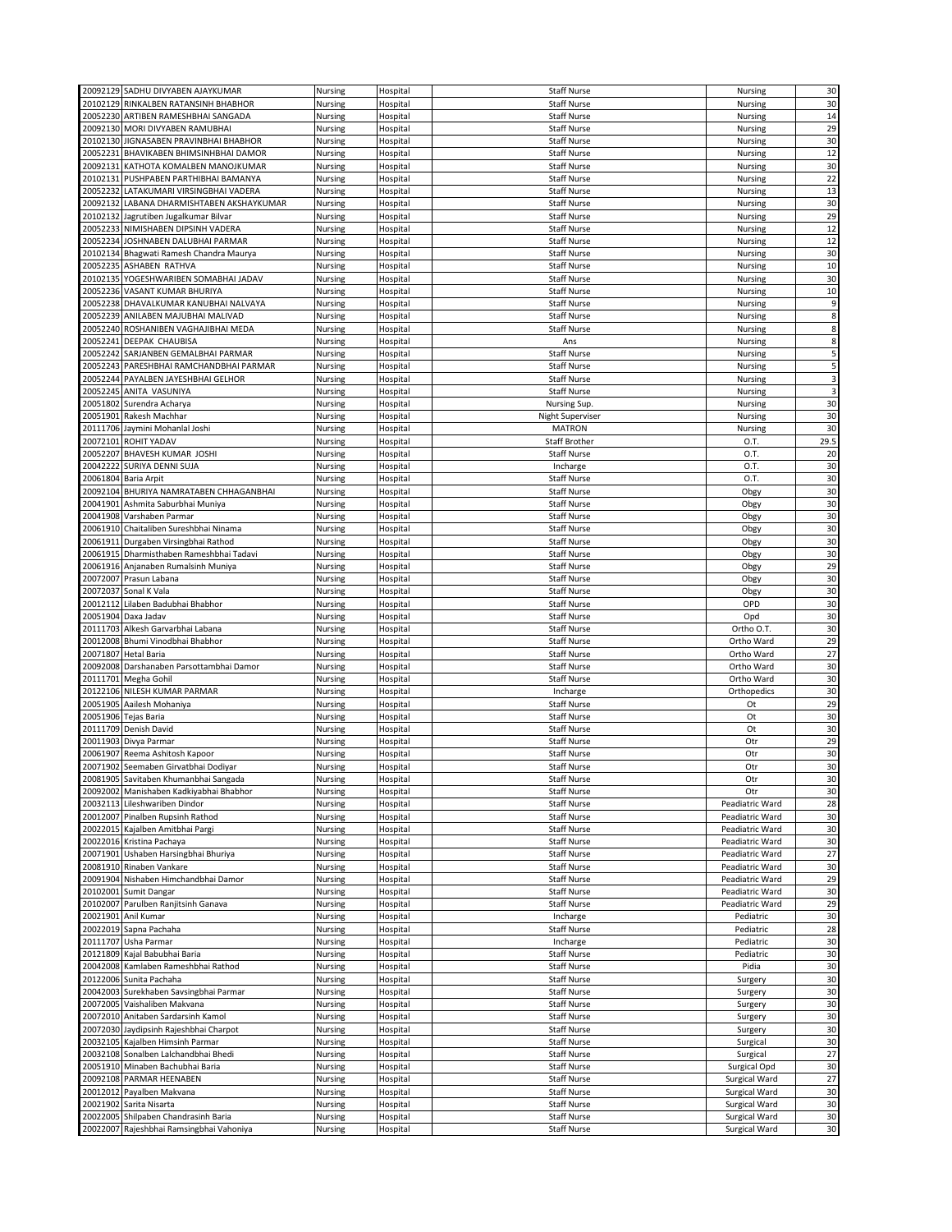| | | | | | | |
|---|---|---|---|---|---|---|
| 20092129 | SADHU DIVYABEN AJAYKUMAR | Nursing | Hospital | Staff Nurse | Nursing | 30 |
| 20102129 | RINKALBEN RATANSINH BHABHOR | Nursing | Hospital | Staff Nurse | Nursing | 30 |
| 20052230 | ARTIBEN RAMESHBHAI SANGADA | Nursing | Hospital | Staff Nurse | Nursing | 14 |
| 20092130 | MORI DIVYABEN RAMUBHAI | Nursing | Hospital | Staff Nurse | Nursing | 29 |
| 20102130 | JIGNASABEN PRAVINBHAI BHABHOR | Nursing | Hospital | Staff Nurse | Nursing | 30 |
| 20052231 | BHAVIKABEN BHIMSINHBHAI DAMOR | Nursing | Hospital | Staff Nurse | Nursing | 12 |
| 20092131 | KATHOTA KOMALBEN MANOJKUMAR | Nursing | Hospital | Staff Nurse | Nursing | 30 |
| 20102131 | PUSHPABEN PARTHIBHAI BAMANYA | Nursing | Hospital | Staff Nurse | Nursing | 22 |
| 20052232 | LATAKUMARI VIRSINGBHAI VADERA | Nursing | Hospital | Staff Nurse | Nursing | 13 |
| 20092132 | LABANA DHARMISHTABEN AKSHAYKUMAR | Nursing | Hospital | Staff Nurse | Nursing | 30 |
| 20102132 | Jagrutiben Jugalkumar Bilvar | Nursing | Hospital | Staff Nurse | Nursing | 29 |
| 20052233 | NIMISHABEN DIPSINH VADERA | Nursing | Hospital | Staff Nurse | Nursing | 12 |
| 20052234 | JOSHNABEN DALUBHAI PARMAR | Nursing | Hospital | Staff Nurse | Nursing | 12 |
| 20102134 | Bhagwati Ramesh Chandra Maurya | Nursing | Hospital | Staff Nurse | Nursing | 30 |
| 20052235 | ASHABEN RATHVA | Nursing | Hospital | Staff Nurse | Nursing | 10 |
| 20102135 | YOGESHWARIBEN SOMABHAI JADAV | Nursing | Hospital | Staff Nurse | Nursing | 30 |
| 20052236 | VASANT KUMAR BHURIYA | Nursing | Hospital | Staff Nurse | Nursing | 10 |
| 20052238 | DHAVALKUMAR KANUBHAI NALVAYA | Nursing | Hospital | Staff Nurse | Nursing | 9 |
| 20052239 | ANILABEN MAJUBHAI MALIVAD | Nursing | Hospital | Staff Nurse | Nursing | 8 |
| 20052240 | ROSHANIBEN VAGHAJIBHAI MEDA | Nursing | Hospital | Staff Nurse | Nursing | 8 |
| 20052241 | DEEPAK CHAUBISA | Nursing | Hospital | Ans | Nursing | 8 |
| 20052242 | SARJANBEN GEMALBHAI PARMAR | Nursing | Hospital | Staff Nurse | Nursing | 5 |
| 20052243 | PARESHBHAI RAMCHANDBHAI PARMAR | Nursing | Hospital | Staff Nurse | Nursing | 5 |
| 20052244 | PAYALBEN JAYESHBHAI GELHOR | Nursing | Hospital | Staff Nurse | Nursing | 3 |
| 20052245 | ANITA VASUNIYA | Nursing | Hospital | Staff Nurse | Nursing | 3 |
| 20051802 | Surendra Acharya | Nursing | Hospital | Nursing Sup. | Nursing | 30 |
| 20051901 | Rakesh Machhar | Nursing | Hospital | Night Superviser | Nursing | 30 |
| 20111706 | Jaymini Mohanlal Joshi | Nursing | Hospital | MATRON | Nursing | 30 |
| 20072101 | ROHIT YADAV | Nursing | Hospital | Staff Brother | O.T. | 29.5 |
| 20052207 | BHAVESH KUMAR JOSHI | Nursing | Hospital | Staff Nurse | O.T. | 20 |
| 20042222 | SURIYA DENNI SUJA | Nursing | Hospital | Incharge | O.T. | 30 |
| 20061804 | Baria Arpit | Nursing | Hospital | Staff Nurse | O.T. | 30 |
| 20092104 | BHURIYA NAMRATABEN CHHAGANBHAI | Nursing | Hospital | Staff Nurse | Obgy | 30 |
| 20041901 | Ashmita Saburbhai Muniya | Nursing | Hospital | Staff Nurse | Obgy | 30 |
| 20041908 | Varshaben Parmar | Nursing | Hospital | Staff Nurse | Obgy | 30 |
| 20061910 | Chaitaliben Sureshbhai Ninama | Nursing | Hospital | Staff Nurse | Obgy | 30 |
| 20061911 | Durgaben Virsingbhai Rathod | Nursing | Hospital | Staff Nurse | Obgy | 30 |
| 20061915 | Dharmisthaben Rameshbhai Tadavi | Nursing | Hospital | Staff Nurse | Obgy | 30 |
| 20061916 | Anjanaben Rumalsinh Muniya | Nursing | Hospital | Staff Nurse | Obgy | 29 |
| 20072007 | Prasun Labana | Nursing | Hospital | Staff Nurse | Obgy | 30 |
| 20072037 | Sonal K Vala | Nursing | Hospital | Staff Nurse | Obgy | 30 |
| 20012112 | Lilaben Badubhai Bhabhor | Nursing | Hospital | Staff Nurse | OPD | 30 |
| 20051904 | Daxa Jadav | Nursing | Hospital | Staff Nurse | Opd | 30 |
| 20111703 | Alkesh Garvarbhai Labana | Nursing | Hospital | Staff Nurse | Ortho O.T. | 30 |
| 20012008 | Bhumi Vinodbhai Bhabhor | Nursing | Hospital | Staff Nurse | Ortho Ward | 29 |
| 20071807 | Hetal Baria | Nursing | Hospital | Staff Nurse | Ortho Ward | 27 |
| 20092008 | Darshanaben Parsottambhai Damor | Nursing | Hospital | Staff Nurse | Ortho Ward | 30 |
| 20111701 | Megha Gohil | Nursing | Hospital | Staff Nurse | Ortho Ward | 30 |
| 20122106 | NILESH KUMAR PARMAR | Nursing | Hospital | Incharge | Orthopedics | 30 |
| 20051905 | Aailesh Mohaniya | Nursing | Hospital | Staff Nurse | Ot | 29 |
| 20051906 | Tejas Baria | Nursing | Hospital | Staff Nurse | Ot | 30 |
| 20111709 | Denish David | Nursing | Hospital | Staff Nurse | Ot | 30 |
| 20011903 | Divya Parmar | Nursing | Hospital | Staff Nurse | Otr | 29 |
| 20061907 | Reema Ashitosh Kapoor | Nursing | Hospital | Staff Nurse | Otr | 30 |
| 20071902 | Seemaben Girvatbhai Dodiyar | Nursing | Hospital | Staff Nurse | Otr | 30 |
| 20081905 | Savitaben Khumanbhai Sangada | Nursing | Hospital | Staff Nurse | Otr | 30 |
| 20092002 | Manishaben Kadkiyabhai Bhabhor | Nursing | Hospital | Staff Nurse | Otr | 30 |
| 20032113 | Lileshwariben Dindor | Nursing | Hospital | Staff Nurse | Peadiatric Ward | 28 |
| 20012007 | Pinalben Rupsinh Rathod | Nursing | Hospital | Staff Nurse | Peadiatric Ward | 30 |
| 20022015 | Kajalben Amitbhai Pargi | Nursing | Hospital | Staff Nurse | Peadiatric Ward | 30 |
| 20022016 | Kristina Pachaya | Nursing | Hospital | Staff Nurse | Peadiatric Ward | 30 |
| 20071901 | Ushaben Harsingbhai Bhuriya | Nursing | Hospital | Staff Nurse | Peadiatric Ward | 27 |
| 20081910 | Rinaben Vankare | Nursing | Hospital | Staff Nurse | Peadiatric Ward | 30 |
| 20091904 | Nishaben Himchandbhai Damor | Nursing | Hospital | Staff Nurse | Peadiatric Ward | 29 |
| 20102001 | Sumit Dangar | Nursing | Hospital | Staff Nurse | Peadiatric Ward | 30 |
| 20102007 | Parulben Ranjitsinh Ganava | Nursing | Hospital | Staff Nurse | Peadiatric Ward | 29 |
| 20021901 | Anil Kumar | Nursing | Hospital | Incharge | Pediatric | 30 |
| 20022019 | Sapna Pachaha | Nursing | Hospital | Staff Nurse | Pediatric | 28 |
| 20111707 | Usha Parmar | Nursing | Hospital | Incharge | Pediatric | 30 |
| 20121809 | Kajal Babubhai Baria | Nursing | Hospital | Staff Nurse | Pediatric | 30 |
| 20042008 | Kamlaben Rameshbhai Rathod | Nursing | Hospital | Staff Nurse | Pidia | 30 |
| 20122006 | Sunita Pachaha | Nursing | Hospital | Staff Nurse | Surgery | 30 |
| 20042003 | Surekhaben Savsingbhai Parmar | Nursing | Hospital | Staff Nurse | Surgery | 30 |
| 20072005 | Vaishaliben Makvana | Nursing | Hospital | Staff Nurse | Surgery | 30 |
| 20072010 | Anitaben Sardarsinh Kamol | Nursing | Hospital | Staff Nurse | Surgery | 30 |
| 20072030 | Jaydipsinh Rajeshbhai Charpot | Nursing | Hospital | Staff Nurse | Surgery | 30 |
| 20032105 | Kajalben Himsinh Parmar | Nursing | Hospital | Staff Nurse | Surgical | 30 |
| 20032108 | Sonalben Lalchandbhai Bhedi | Nursing | Hospital | Staff Nurse | Surgical | 27 |
| 20051910 | Minaben Bachubhai Baria | Nursing | Hospital | Staff Nurse | Surgical Opd | 30 |
| 20092108 | PARMAR HEENABEN | Nursing | Hospital | Staff Nurse | Surgical Ward | 27 |
| 20012012 | Payalben Makvana | Nursing | Hospital | Staff Nurse | Surgical Ward | 30 |
| 20021902 | Sarita Nisarta | Nursing | Hospital | Staff Nurse | Surgical Ward | 30 |
| 20022005 | Shilpaben Chandrasinh Baria | Nursing | Hospital | Staff Nurse | Surgical Ward | 30 |
| 20022007 | Rajeshbhai Ramsingbhai Vahoniya | Nursing | Hospital | Staff Nurse | Surgical Ward | 30 |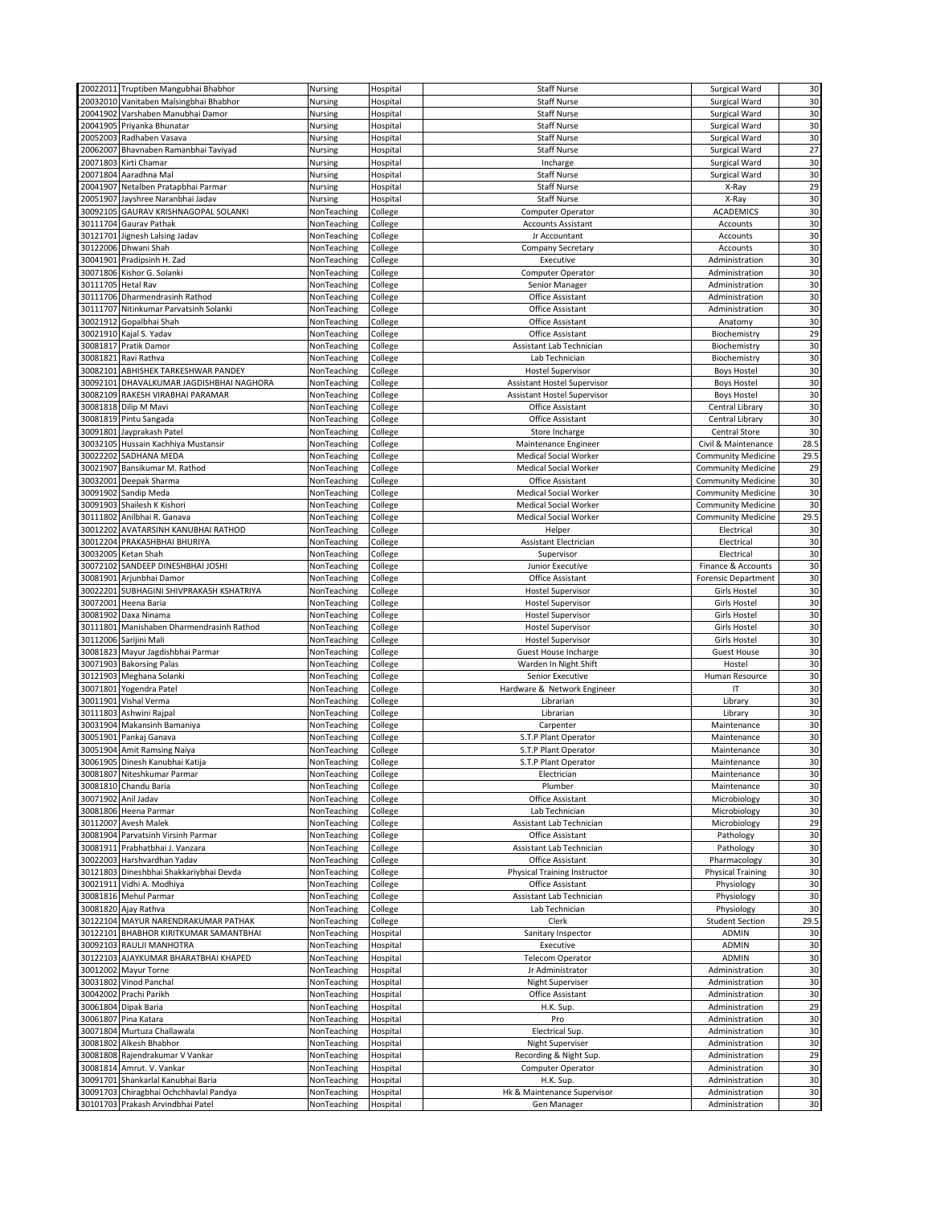| | | | | | | |
|---|---|---|---|---|---|---|
| 20022011 | Truptiben Mangubhai Bhabhor | Nursing | Hospital | Staff Nurse | Surgical Ward | 30 |
| 20032010 | Vanitaben Malsingbhai Bhabhor | Nursing | Hospital | Staff Nurse | Surgical Ward | 30 |
| 20041902 | Varshaben Manubhai Damor | Nursing | Hospital | Staff Nurse | Surgical Ward | 30 |
| 20041905 | Priyanka Bhunatar | Nursing | Hospital | Staff Nurse | Surgical Ward | 30 |
| 20052003 | Radhaben Vasava | Nursing | Hospital | Staff Nurse | Surgical Ward | 30 |
| 20062007 | Bhavnaben Ramanbhai Taviyad | Nursing | Hospital | Staff Nurse | Surgical Ward | 27 |
| 20071803 | Kirti Chamar | Nursing | Hospital | Incharge | Surgical Ward | 30 |
| 20071804 | Aaradhna Mal | Nursing | Hospital | Staff Nurse | Surgical Ward | 30 |
| 20041907 | Netalben Pratapbhai Parmar | Nursing | Hospital | Staff Nurse | X-Ray | 29 |
| 20051907 | Jayshree Naranbhai Jadav | Nursing | Hospital | Staff Nurse | X-Ray | 30 |
| 30092105 | GAURAV KRISHNAGOPAL SOLANKI | NonTeaching | College | Computer Operator | ACADEMICS | 30 |
| 30111704 | Gaurav Pathak | NonTeaching | College | Accounts Assistant | Accounts | 30 |
| 30121701 | Jignesh Lalsing Jadav | NonTeaching | College | Jr Accountant | Accounts | 30 |
| 30122006 | Dhwani Shah | NonTeaching | College | Company Secretary | Accounts | 30 |
| 30041901 | Pradipsinh H. Zad | NonTeaching | College | Executive | Administration | 30 |
| 30071806 | Kishor G. Solanki | NonTeaching | College | Computer Operator | Administration | 30 |
| 30111705 | Hetal Rav | NonTeaching | College | Senior Manager | Administration | 30 |
| 30111706 | Dharmendrasinh Rathod | NonTeaching | College | Office Assistant | Administration | 30 |
| 30111707 | Nitinkumar Parvatsinh Solanki | NonTeaching | College | Office Assistant | Administration | 30 |
| 30021912 | Gopalbhai Shah | NonTeaching | College | Office Assistant | Anatomy | 30 |
| 30021910 | Kajal S. Yadav | NonTeaching | College | Office Assistant | Biochemistry | 29 |
| 30081817 | Pratik Damor | NonTeaching | College | Assistant Lab Technician | Biochemistry | 30 |
| 30081821 | Ravi Rathva | NonTeaching | College | Lab Technician | Biochemistry | 30 |
| 30082101 | ABHISHEK TARKESHWAR PANDEY | NonTeaching | College | Hostel Supervisor | Boys Hostel | 30 |
| 30092101 | DHAVALKUMAR JAGDISHBHAI NAGHORA | NonTeaching | College | Assistant Hostel Supervisor | Boys Hostel | 30 |
| 30082109 | RAKESH VIRABHAI PARAMAR | NonTeaching | College | Assistant Hostel Supervisor | Boys Hostel | 30 |
| 30081818 | Dilip M Mavi | NonTeaching | College | Office Assistant | Central Library | 30 |
| 30081819 | Pintu Sangada | NonTeaching | College | Office Assistant | Central Library | 30 |
| 30091801 | Jayprakash Patel | NonTeaching | College | Store Incharge | Central Store | 30 |
| 30032105 | Hussain Kachhiya Mustansir | NonTeaching | College | Maintenance Engineer | Civil & Maintenance | 28.5 |
| 30022202 | SADHANA MEDA | NonTeaching | College | Medical Social Worker | Community Medicine | 29.5 |
| 30021907 | Bansikumar M. Rathod | NonTeaching | College | Medical Social Worker | Community Medicine | 29 |
| 30032001 | Deepak Sharma | NonTeaching | College | Office Assistant | Community Medicine | 30 |
| 30091902 | Sandip Meda | NonTeaching | College | Medical Social Worker | Community Medicine | 30 |
| 30091903 | Shailesh K Kishori | NonTeaching | College | Medical Social Worker | Community Medicine | 30 |
| 30111802 | Anilbhai R. Ganava | NonTeaching | College | Medical Social Worker | Community Medicine | 29.5 |
| 30012202 | AVATARSINH KANUBHAI RATHOD | NonTeaching | College | Helper | Electrical | 30 |
| 30012204 | PRAKASHBHAI BHURIYA | NonTeaching | College | Assistant Electrician | Electrical | 30 |
| 30032005 | Ketan Shah | NonTeaching | College | Supervisor | Electrical | 30 |
| 30072102 | SANDEEP DINESHBHAI JOSHI | NonTeaching | College | Junior Executive | Finance & Accounts | 30 |
| 30081901 | Arjunbhai Damor | NonTeaching | College | Office Assistant | Forensic Department | 30 |
| 30022201 | SUBHAGINI SHIVPRAKASH KSHATRIYA | NonTeaching | College | Hostel Supervisor | Girls Hostel | 30 |
| 30072001 | Heena Baria | NonTeaching | College | Hostel Supervisor | Girls Hostel | 30 |
| 30081902 | Daxa Ninama | NonTeaching | College | Hostel Supervisor | Girls Hostel | 30 |
| 30111801 | Manishaben Dharmendrasinh Rathod | NonTeaching | College | Hostel Supervisor | Girls Hostel | 30 |
| 30112006 | Sarijini Mali | NonTeaching | College | Hostel Supervisor | Girls Hostel | 30 |
| 30081823 | Mayur Jagdishbhai Parmar | NonTeaching | College | Guest House Incharge | Guest House | 30 |
| 30071903 | Bakorsing Palas | NonTeaching | College | Warden In Night Shift | Hostel | 30 |
| 30121903 | Meghana Solanki | NonTeaching | College | Senior Executive | Human Resource | 30 |
| 30071801 | Yogendra Patel | NonTeaching | College | Hardware & Network Engineer | IT | 30 |
| 30011901 | Vishal Verma | NonTeaching | College | Librarian | Library | 30 |
| 30111803 | Ashwini Rajpal | NonTeaching | College | Librarian | Library | 30 |
| 30031904 | Makansinh Bamaniya | NonTeaching | College | Carpenter | Maintenance | 30 |
| 30051901 | Pankaj Ganava | NonTeaching | College | S.T.P Plant Operator | Maintenance | 30 |
| 30051904 | Amit Ramsing Naiya | NonTeaching | College | S.T.P Plant Operator | Maintenance | 30 |
| 30061905 | Dinesh Kanubhai Katija | NonTeaching | College | S.T.P Plant Operator | Maintenance | 30 |
| 30081807 | Niteshkumar Parmar | NonTeaching | College | Electrician | Maintenance | 30 |
| 30081810 | Chandu Baria | NonTeaching | College | Plumber | Maintenance | 30 |
| 30071902 | Anil Jadav | NonTeaching | College | Office Assistant | Microbiology | 30 |
| 30081806 | Heena Parmar | NonTeaching | College | Lab Technician | Microbiology | 30 |
| 30112007 | Avesh Malek | NonTeaching | College | Assistant Lab Technician | Microbiology | 29 |
| 30081904 | Parvatsinh Virsinh Parmar | NonTeaching | College | Office Assistant | Pathology | 30 |
| 30081911 | Prabhatbhai J. Vanzara | NonTeaching | College | Assistant Lab Technician | Pathology | 30 |
| 30022003 | Harshvardhan Yadav | NonTeaching | College | Office Assistant | Pharmacology | 30 |
| 30121803 | Dineshbhai Shakkaribhai Devda | NonTeaching | College | Physical Training Instructor | Physical Training | 30 |
| 30021911 | Vidhi A. Modhiya | NonTeaching | College | Office Assistant | Physiology | 30 |
| 30081816 | Mehul Parmar | NonTeaching | College | Assistant Lab Technician | Physiology | 30 |
| 30081820 | Ajay Rathva | NonTeaching | College | Lab Technician | Physiology | 30 |
| 30122104 | MAYUR NARENDRAKUMAR PATHAK | NonTeaching | College | Clerk | Student Section | 29.5 |
| 30122101 | BHABHOR KIRITKUMAR SAMANTBHAI | NonTeaching | Hospital | Sanitary Inspector | ADMIN | 30 |
| 30092103 | RAULJI MANHOTRA | NonTeaching | Hospital | Executive | ADMIN | 30 |
| 30122103 | AJAYKUMAR BHARATBHAI KHAPED | NonTeaching | Hospital | Telecom Operator | ADMIN | 30 |
| 30012002 | Mayur Torne | NonTeaching | Hospital | Jr Administrator | Administration | 30 |
| 30031802 | Vinod Panchal | NonTeaching | Hospital | Night Superviser | Administration | 30 |
| 30042002 | Prachi Parikh | NonTeaching | Hospital | Office Assistant | Administration | 30 |
| 30061804 | Dipak Baria | NonTeaching | Hospital | H.K. Sup. | Administration | 29 |
| 30061807 | Pina Katara | NonTeaching | Hospital | Pro | Administration | 30 |
| 30071804 | Murtuza Challawala | NonTeaching | Hospital | Electrical Sup. | Administration | 30 |
| 30081802 | Alkesh Bhabhor | NonTeaching | Hospital | Night Superviser | Administration | 30 |
| 30081808 | Rajendrakumar V Vankar | NonTeaching | Hospital | Recording & Night Sup. | Administration | 29 |
| 30081814 | Amrut. V. Vankar | NonTeaching | Hospital | Computer Operator | Administration | 30 |
| 30091701 | Shankarlal Kanubhai Baria | NonTeaching | Hospital | H.K. Sup. | Administration | 30 |
| 30091703 | Chiragbhai Ochchhavlal Pandya | NonTeaching | Hospital | Hk & Maintenance Supervisor | Administration | 30 |
| 30101703 | Prakash Arvindbhai Patel | NonTeaching | Hospital | Gen Manager | Administration | 30 |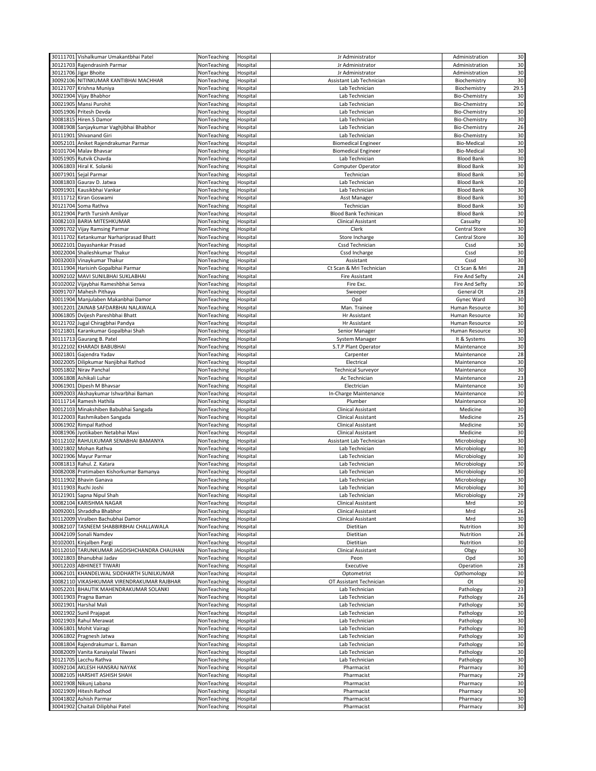| | | | | | | |
|---|---|---|---|---|---|---|
| 30111701 | Vishalkumar Umakantbhai Patel | NonTeaching | Hospital | Jr Administrator | Administration | 30 |
| 30121703 | Rajendrasinh Parmar | NonTeaching | Hospital | Jr Administrator | Administration | 30 |
| 30121706 | Jigar Bhoite | NonTeaching | Hospital | Jr Administrator | Administration | 30 |
| 30092106 | NITINKUMAR KANTIBHAI MACHHAR | NonTeaching | Hospital | Assistant Lab Technician | Biochemistry | 30 |
| 30121707 | Krishna Muniya | NonTeaching | Hospital | Lab Technician | Biochemistry | 29.5 |
| 30021904 | Vijay Bhabhor | NonTeaching | Hospital | Lab Technician | Bio-Chemistry | 30 |
| 30021905 | Mansi Purohit | NonTeaching | Hospital | Lab Technician | Bio-Chemistry | 30 |
| 30051906 | Pritesh Devda | NonTeaching | Hospital | Lab Technician | Bio-Chemistry | 30 |
| 30081815 | Hiren.S Damor | NonTeaching | Hospital | Lab Technician | Bio-Chemistry | 30 |
| 30081908 | Sanjaykumar Vaghjibhai Bhabhor | NonTeaching | Hospital | Lab Technician | Bio-Chemistry | 26 |
| 30111901 | Shivanand Giri | NonTeaching | Hospital | Lab Technician | Bio-Chemistry | 30 |
| 30052101 | Aniket Rajendrakumar Parmar | NonTeaching | Hospital | Biomedical Engineer | Bio-Medical | 30 |
| 30101704 | Malav Bhavsar | NonTeaching | Hospital | Biomedical Engineer | Bio-Medical | 30 |
| 30051905 | Rutvik Chavda | NonTeaching | Hospital | Lab Technician | Blood Bank | 30 |
| 30061803 | Hiral K. Solanki | NonTeaching | Hospital | Computer Operator | Blood Bank | 30 |
| 30071901 | Sejal Parmar | NonTeaching | Hospital | Technician | Blood Bank | 30 |
| 30081803 | Gaurav D. Jatwa | NonTeaching | Hospital | Lab Technician | Blood Bank | 30 |
| 30091901 | Kausikbhai Vankar | NonTeaching | Hospital | Lab Technician | Blood Bank | 30 |
| 30111712 | Kiran Goswami | NonTeaching | Hospital | Asst Manager | Blood Bank | 30 |
| 30121704 | Soma Rathva | NonTeaching | Hospital | Technician | Blood Bank | 30 |
| 30121904 | Parth Tursinh Amliyar | NonTeaching | Hospital | Blood Bank Techinican | Blood Bank | 30 |
| 30082103 | BARIA MITESHKUMAR | NonTeaching | Hospital | Clinical Assistant | Casualty | 30 |
| 30091702 | Vijay Ramsing Parmar | NonTeaching | Hospital | Clerk | Central Store | 30 |
| 30111702 | Ketankumar Narhariprasad Bhatt | NonTeaching | Hospital | Store Incharge | Central Store | 30 |
| 30022101 | Dayashankar Prasad | NonTeaching | Hospital | Cssd Technician | Cssd | 30 |
| 30022004 | Shaileshkumar Thakur | NonTeaching | Hospital | Cssd Incharge | Cssd | 30 |
| 30032003 | Vinaykumar Thakur | NonTeaching | Hospital | Assistant | Cssd | 30 |
| 30111904 | Harisinh Gopalbhai Parmar | NonTeaching | Hospital | Ct Scan & Mri Technician | Ct Scan & Mri | 28 |
| 30092102 | MAVI SUNILBHAI SUKLABHAI | NonTeaching | Hospital | Fire Assistant | Fire And Sefty | 24 |
| 30102002 | Vijaybhai Rameshbhai Senva | NonTeaching | Hospital | Fire Exc. | Fire And Sefty | 30 |
| 30091707 | Mahesh Pithaya | NonTeaching | Hospital | Sweeper | General Ot | 28 |
| 30011904 | Manjulaben Makanbhai Damor | NonTeaching | Hospital | Opd | Gynec Ward | 30 |
| 30012201 | ZAINAB SAFDARBHAI NALAWALA | NonTeaching | Hospital | Man. Trainee | Human Resource | 30 |
| 30061805 | Dvijesh Pareshbhai Bhatt | NonTeaching | Hospital | Hr Assistant | Human Resource | 30 |
| 30121702 | Jugal Chiragbhai Pandya | NonTeaching | Hospital | Hr Assistant | Human Resource | 30 |
| 30121801 | Karankumar Gopalbhai Shah | NonTeaching | Hospital | Senior Manager | Human Resource | 30 |
| 30111713 | Gaurang B. Patel | NonTeaching | Hospital | System Manager | It & Systems | 30 |
| 30122102 | KHARADI BABUBHAI | NonTeaching | Hospital | S.T.P Plant Operator | Maintenance | 30 |
| 30021801 | Gajendra Yadav | NonTeaching | Hospital | Carpenter | Maintenance | 28 |
| 30022005 | Dilipkumar Nanjibhai Rathod | NonTeaching | Hospital | Electrical | Maintenance | 30 |
| 30051802 | Nirav Panchal | NonTeaching | Hospital | Technical Surveyor | Maintenance | 30 |
| 30061808 | Ashikali Luhar | NonTeaching | Hospital | Ac Technician | Maintenance | 23 |
| 30061901 | Dipesh M Bhavsar | NonTeaching | Hospital | Electrician | Maintenance | 30 |
| 30092003 | Akshaykumar Ishvarbhai Baman | NonTeaching | Hospital | In-Charge Maintenance | Maintenance | 30 |
| 30111714 | Ramesh Hathila | NonTeaching | Hospital | Plumber | Maintenance | 30 |
| 30012103 | Minakshiben Babubhai Sangada | NonTeaching | Hospital | Clinical Assistant | Medicine | 30 |
| 30122003 | Rashmikaben Sangada | NonTeaching | Hospital | Clinical Assistant | Medicine | 25 |
| 30061902 | Rimpal Rathod | NonTeaching | Hospital | Clinical Assistant | Medicine | 30 |
| 30081906 | Jyotikaben Netabhai Mavi | NonTeaching | Hospital | Clinical Assistant | Medicine | 30 |
| 30112102 | RAHULKUMAR SENABHAI BAMANYA | NonTeaching | Hospital | Assistant Lab Technician | Microbiology | 30 |
| 30021802 | Mohan Rathva | NonTeaching | Hospital | Lab Technician | Microbiology | 30 |
| 30021906 | Mayur Parmar | NonTeaching | Hospital | Lab Technician | Microbiology | 30 |
| 30081813 | Rahul. Z. Katara | NonTeaching | Hospital | Lab Technician | Microbiology | 30 |
| 30082008 | Pratimaben Kishorkumar Bamanya | NonTeaching | Hospital | Lab Technician | Microbiology | 30 |
| 30111902 | Bhavin Ganava | NonTeaching | Hospital | Lab Technician | Microbiology | 30 |
| 30111903 | Ruchi Joshi | NonTeaching | Hospital | Lab Technician | Microbiology | 30 |
| 30121901 | Sapna Nipul Shah | NonTeaching | Hospital | Lab Technician | Microbiology | 29 |
| 30082104 | KARISHMA NAGAR | NonTeaching | Hospital | Clinical Assistant | Mrd | 30 |
| 30092001 | Shraddha Bhabhor | NonTeaching | Hospital | Clinical Assistant | Mrd | 26 |
| 30112009 | Viralben Bachubhai Damor | NonTeaching | Hospital | Clinical Assistant | Mrd | 30 |
| 30082107 | TASNEEM SHABBIRBHAI CHALLAWALA | NonTeaching | Hospital | Dietitian | Nutrition | 30 |
| 30042109 | Sonali Namdev | NonTeaching | Hospital | Dietitian | Nutrition | 26 |
| 30102001 | Kinjalben Pargi | NonTeaching | Hospital | Dietitian | Nutrition | 30 |
| 30112010 | TARUNKUMAR JAGDISHCHANDRA CHAUHAN | NonTeaching | Hospital | Clinical Assistant | Obgy | 30 |
| 30021803 | Bhanubhai Jadav | NonTeaching | Hospital | Peon | Opd | 30 |
| 30012203 | ABHINEET TIWARI | NonTeaching | Hospital | Executive | Operation | 28 |
| 30062101 | KHANDELWAL SIDDHARTH SUNILKUMAR | NonTeaching | Hospital | Optometrist | Opthomology | 30 |
| 30082110 | VIKASHKUMAR VIRENDRAKUMAR RAJBHAR | NonTeaching | Hospital | OT Assistant Technician | Ot | 30 |
| 30052201 | BHAUTIK MAHENDRAKUMAR SOLANKI | NonTeaching | Hospital | Lab Technician | Pathology | 23 |
| 30011903 | Pragna Baman | NonTeaching | Hospital | Lab Technician | Pathology | 26 |
| 30021901 | Harshal Mali | NonTeaching | Hospital | Lab Technician | Pathology | 30 |
| 30021902 | Sunil Prajapat | NonTeaching | Hospital | Lab Technician | Pathology | 30 |
| 30021903 | Rahul Merawat | NonTeaching | Hospital | Lab Technician | Pathology | 30 |
| 30061801 | Mohit Vairagi | NonTeaching | Hospital | Lab Technician | Pathology | 30 |
| 30061802 | Pragnesh Jatwa | NonTeaching | Hospital | Lab Technician | Pathology | 30 |
| 30081804 | Rajendrakumar L. Baman | NonTeaching | Hospital | Lab Technician | Pathology | 30 |
| 30082009 | Vanita Kanaiyalal Tilwani | NonTeaching | Hospital | Lab Technician | Pathology | 30 |
| 30121705 | Lacchu Rathva | NonTeaching | Hospital | Lab Technician | Pathology | 30 |
| 30092104 | AKLESH HANSRAJ NAYAK | NonTeaching | Hospital | Pharmacist | Pharmacy | 30 |
| 30082105 | HARSHIT ASHISH SHAH | NonTeaching | Hospital | Pharmacist | Pharmacy | 29 |
| 30021908 | Nikunj Labana | NonTeaching | Hospital | Pharmacist | Pharmacy | 30 |
| 30021909 | Hitesh Rathod | NonTeaching | Hospital | Pharmacist | Pharmacy | 30 |
| 30041802 | Ashish Parmar | NonTeaching | Hospital | Pharmacist | Pharmacy | 30 |
| 30041902 | Chaitali Dilipbhai Patel | NonTeaching | Hospital | Pharmacist | Pharmacy | 30 |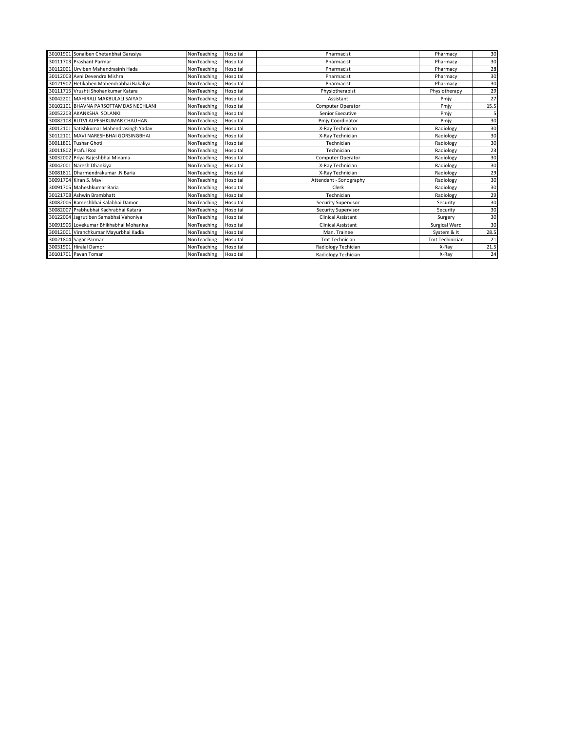| | | | | | | |
|---|---|---|---|---|---|---|
| 30101901 | Sonalben Chetanbhai Garasiya | NonTeaching | Hospital | Pharmacist | Pharmacy | 30 |
| 30111703 | Prashant Parmar | NonTeaching | Hospital | Pharmacist | Pharmacy | 30 |
| 30112001 | Urviben Mahendrasinh Hada | NonTeaching | Hospital | Pharmacist | Pharmacy | 28 |
| 30112003 | Avni Devendra Mishra | NonTeaching | Hospital | Pharmacist | Pharmacy | 30 |
| 30121902 | Hetikaben Mahendrabhai Bakaliya | NonTeaching | Hospital | Pharmacist | Pharmacy | 30 |
| 30111715 | Vrushti Shohankumar Katara | NonTeaching | Hospital | Physiotherapist | Physiotherapy | 29 |
| 30042201 | MAHIRALI MAKBULALI SAIYAD | NonTeaching | Hospital | Assistant | Pmjy | 27 |
| 30102101 | BHAVNA PARSOTTAMDAS NECHLANI | NonTeaching | Hospital | Computer Operator | Pmjy | 15.5 |
| 30052203 | AKANKSHA SOLANKI | NonTeaching | Hospital | Senior Executive | Pmjy | 5 |
| 30082108 | RUTVI ALPESHKUMAR CHAUHAN | NonTeaching | Hospital | Pmjy Coordinator | Pmjy | 30 |
| 30012101 | Satishkumar Mahendrasingh Yadav | NonTeaching | Hospital | X-Ray Technician | Radiology | 30 |
| 30112101 | MAVI NARESHBHAI GORSINGBHAI | NonTeaching | Hospital | X-Ray Technician | Radiology | 30 |
| 30011801 | Tushar Ghoti | NonTeaching | Hospital | Technician | Radiology | 30 |
| 30011802 | Praful Roz | NonTeaching | Hospital | Technician | Radiology | 23 |
| 30032002 | Priya Rajeshbhai Minama | NonTeaching | Hospital | Computer Operator | Radiology | 30 |
| 30042001 | Naresh Dhankiya | NonTeaching | Hospital | X-Ray Technician | Radiology | 30 |
| 30081811 | Dharmendrakumar .N Baria | NonTeaching | Hospital | X-Ray Technician | Radiology | 29 |
| 30091704 | Kiran S. Mavi | NonTeaching | Hospital | Attendant - Sonography | Radiology | 30 |
| 30091705 | Maheshkumar Baria | NonTeaching | Hospital | Clerk | Radiology | 30 |
| 30121708 | Ashwin Brambhatt | NonTeaching | Hospital | Technician | Radiology | 29 |
| 30082006 | Rameshbhai Kalabhai Damor | NonTeaching | Hospital | Security Supervisor | Security | 30 |
| 30082007 | Prabhubhai Kachrabhai Katara | NonTeaching | Hospital | Security Supervisor | Security | 30 |
| 30122004 | Jagrutiben Samabhai Vahoniya | NonTeaching | Hospital | Clinical Assistant | Surgery | 30 |
| 30091906 | Lovekumar Bhikhabhai Mohaniya | NonTeaching | Hospital | Clinical Assistant | Surgical Ward | 30 |
| 30012001 | Viranchkumar Mayurbhai Kadia | NonTeaching | Hospital | Man. Trainee | System & It | 28.5 |
| 30021804 | Sagar Parmar | NonTeaching | Hospital | Tmt Technician | Tmt Techinician | 21 |
| 30031901 | Hiralal Damor | NonTeaching | Hospital | Radiology Techician | X-Ray | 21.5 |
| 30101701 | Pavan Tomar | NonTeaching | Hospital | Radiology Techician | X-Ray | 24 |